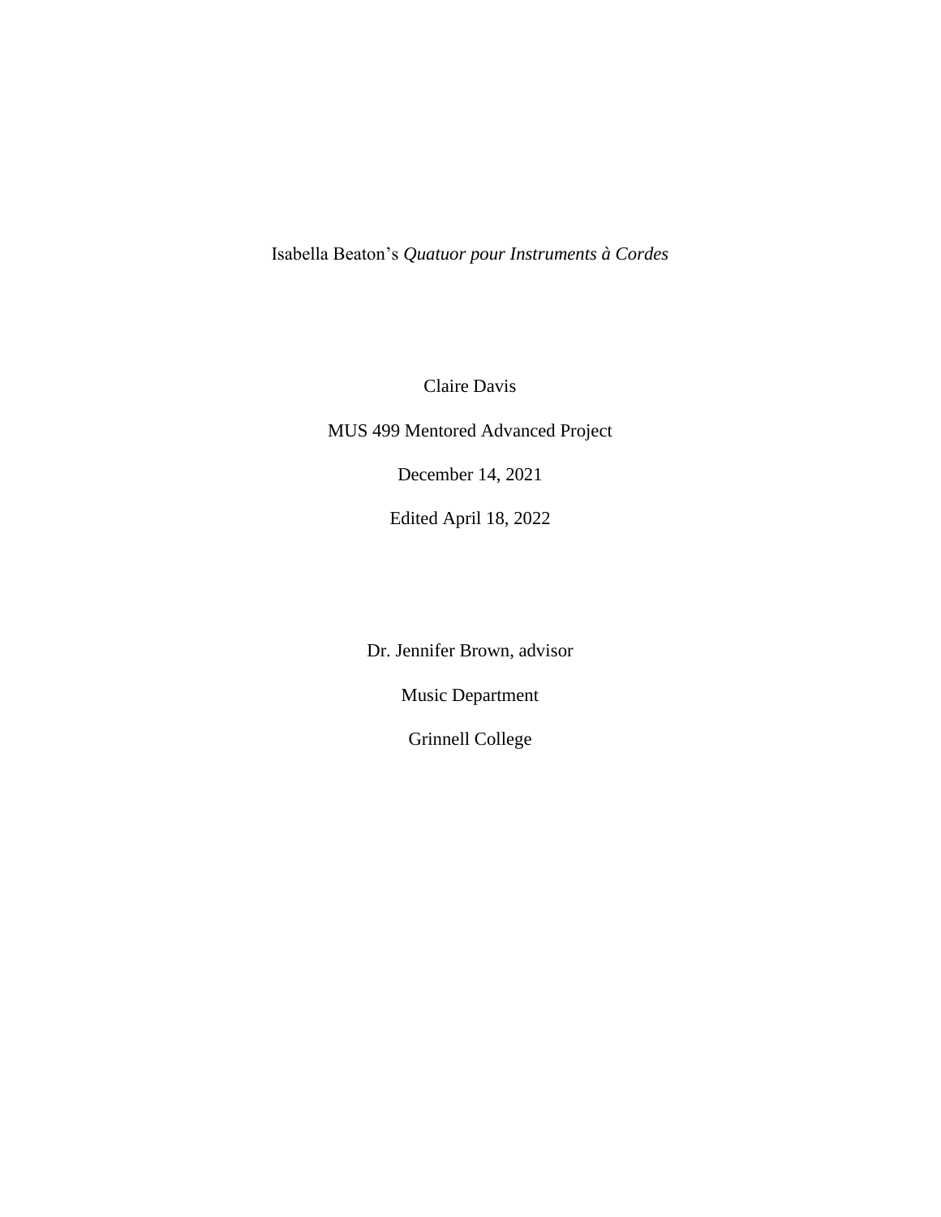Isabella Beaton’s *Quatuor pour Instruments à Cordes*

Claire Davis

MUS 499 Mentored Advanced Project

December 14, 2021

Edited April 18, 2022

Dr. Jennifer Brown, advisor

Music Department

Grinnell College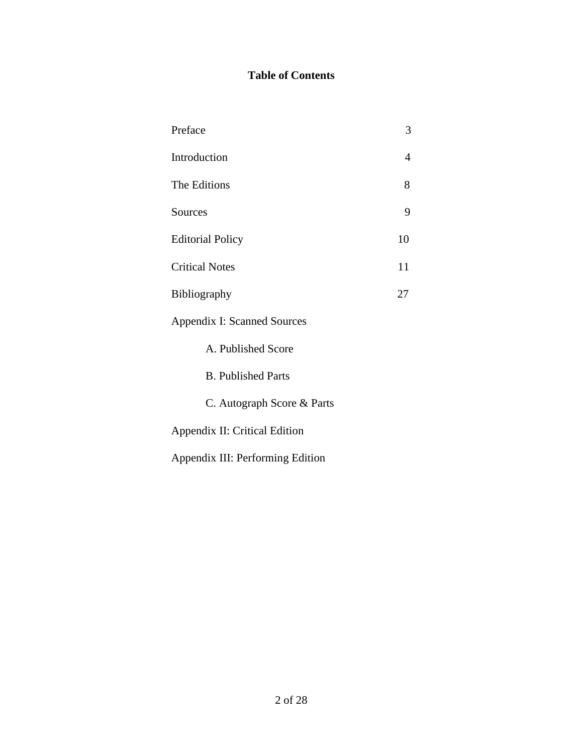# Table of Contents

| | |
|---|---|
| Preface | 3 |
| Introduction | 4 |
| The Editions | 8 |
| Sources | 9 |
| Editorial Policy | 10 |
| Critical Notes | 11 |
| Bibliography | 27 |
| Appendix I: Scanned Sources | |
| A. Published Score | |
| B. Published Parts | |
| C. Autograph Score & Parts | |
| Appendix II: Critical Edition | |
| Appendix III: Performing Edition | |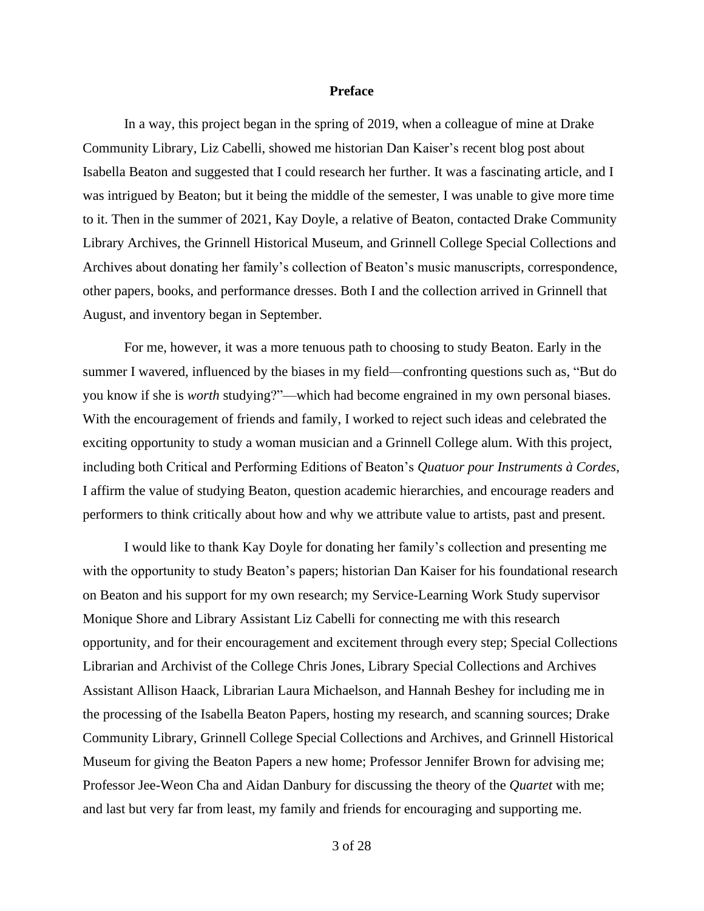# Preface

In a way, this project began in the spring of 2019, when a colleague of mine at Drake Community Library, Liz Cabelli, showed me historian Dan Kaiser's recent blog post about Isabella Beaton and suggested that I could research her further. It was a fascinating article, and I was intrigued by Beaton; but it being the middle of the semester, I was unable to give more time to it. Then in the summer of 2021, Kay Doyle, a relative of Beaton, contacted Drake Community Library Archives, the Grinnell Historical Museum, and Grinnell College Special Collections and Archives about donating her family's collection of Beaton's music manuscripts, correspondence, other papers, books, and performance dresses. Both I and the collection arrived in Grinnell that August, and inventory began in September.

For me, however, it was a more tenuous path to choosing to study Beaton. Early in the summer I wavered, influenced by the biases in my field—confronting questions such as, "But do you know if she is *worth* studying?"—which had become engrained in my own personal biases. With the encouragement of friends and family, I worked to reject such ideas and celebrated the exciting opportunity to study a woman musician and a Grinnell College alum. With this project, including both Critical and Performing Editions of Beaton's *Quatuor pour Instruments à Cordes*, I affirm the value of studying Beaton, question academic hierarchies, and encourage readers and performers to think critically about how and why we attribute value to artists, past and present.

I would like to thank Kay Doyle for donating her family's collection and presenting me with the opportunity to study Beaton's papers; historian Dan Kaiser for his foundational research on Beaton and his support for my own research; my Service-Learning Work Study supervisor Monique Shore and Library Assistant Liz Cabelli for connecting me with this research opportunity, and for their encouragement and excitement through every step; Special Collections Librarian and Archivist of the College Chris Jones, Library Special Collections and Archives Assistant Allison Haack, Librarian Laura Michaelson, and Hannah Beshey for including me in the processing of the Isabella Beaton Papers, hosting my research, and scanning sources; Drake Community Library, Grinnell College Special Collections and Archives, and Grinnell Historical Museum for giving the Beaton Papers a new home; Professor Jennifer Brown for advising me; Professor Jee-Weon Cha and Aidan Danbury for discussing the theory of the *Quartet* with me; and last but very far from least, my family and friends for encouraging and supporting me.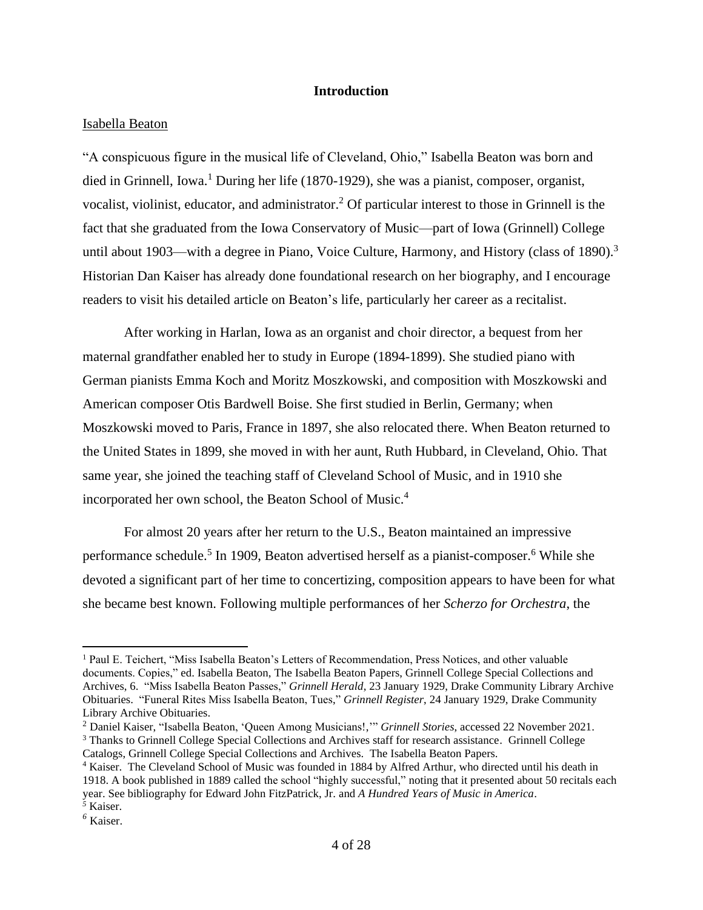**Introduction**

Isabella Beaton

"A conspicuous figure in the musical life of Cleveland, Ohio," Isabella Beaton was born and died in Grinnell, Iowa.[1] During her life (1870-1929), she was a pianist, composer, organist, vocalist, violinist, educator, and administrator.[2] Of particular interest to those in Grinnell is the fact that she graduated from the Iowa Conservatory of Music—part of Iowa (Grinnell) College until about 1903—with a degree in Piano, Voice Culture, Harmony, and History (class of 1890).[3] Historian Dan Kaiser has already done foundational research on her biography, and I encourage readers to visit his detailed article on Beaton's life, particularly her career as a recitalist.

After working in Harlan, Iowa as an organist and choir director, a bequest from her maternal grandfather enabled her to study in Europe (1894-1899). She studied piano with German pianists Emma Koch and Moritz Moszkowski, and composition with Moszkowski and American composer Otis Bardwell Boise. She first studied in Berlin, Germany; when Moszkowski moved to Paris, France in 1897, she also relocated there. When Beaton returned to the United States in 1899, she moved in with her aunt, Ruth Hubbard, in Cleveland, Ohio. That same year, she joined the teaching staff of Cleveland School of Music, and in 1910 she incorporated her own school, the Beaton School of Music.[4]

For almost 20 years after her return to the U.S., Beaton maintained an impressive performance schedule.[5] In 1909, Beaton advertised herself as a pianist-composer.[6] While she devoted a significant part of her time to concertizing, composition appears to have been for what she became best known. Following multiple performances of her *Scherzo for Orchestra*, the

---

[1] Paul E. Teichert, "Miss Isabella Beaton's Letters of Recommendation, Press Notices, and other valuable documents. Copies," ed. Isabella Beaton, The Isabella Beaton Papers, Grinnell College Special Collections and Archives, 6. "Miss Isabella Beaton Passes," *Grinnell Herald*, 23 January 1929, Drake Community Library Archive Obituaries. "Funeral Rites Miss Isabella Beaton, Tues," *Grinnell Register*, 24 January 1929, Drake Community Library Archive Obituaries.

[2] Daniel Kaiser, "Isabella Beaton, 'Queen Among Musicians!,'" *Grinnell Stories*, accessed 22 November 2021.

[3] Thanks to Grinnell College Special Collections and Archives staff for research assistance. Grinnell College Catalogs, Grinnell College Special Collections and Archives. The Isabella Beaton Papers.

[4] Kaiser. The Cleveland School of Music was founded in 1884 by Alfred Arthur, who directed until his death in 1918. A book published in 1889 called the school "highly successful," noting that it presented about 50 recitals each year. See bibliography for Edward John FitzPatrick, Jr. and *A Hundred Years of Music in America*.

[5] Kaiser.

[6] Kaiser.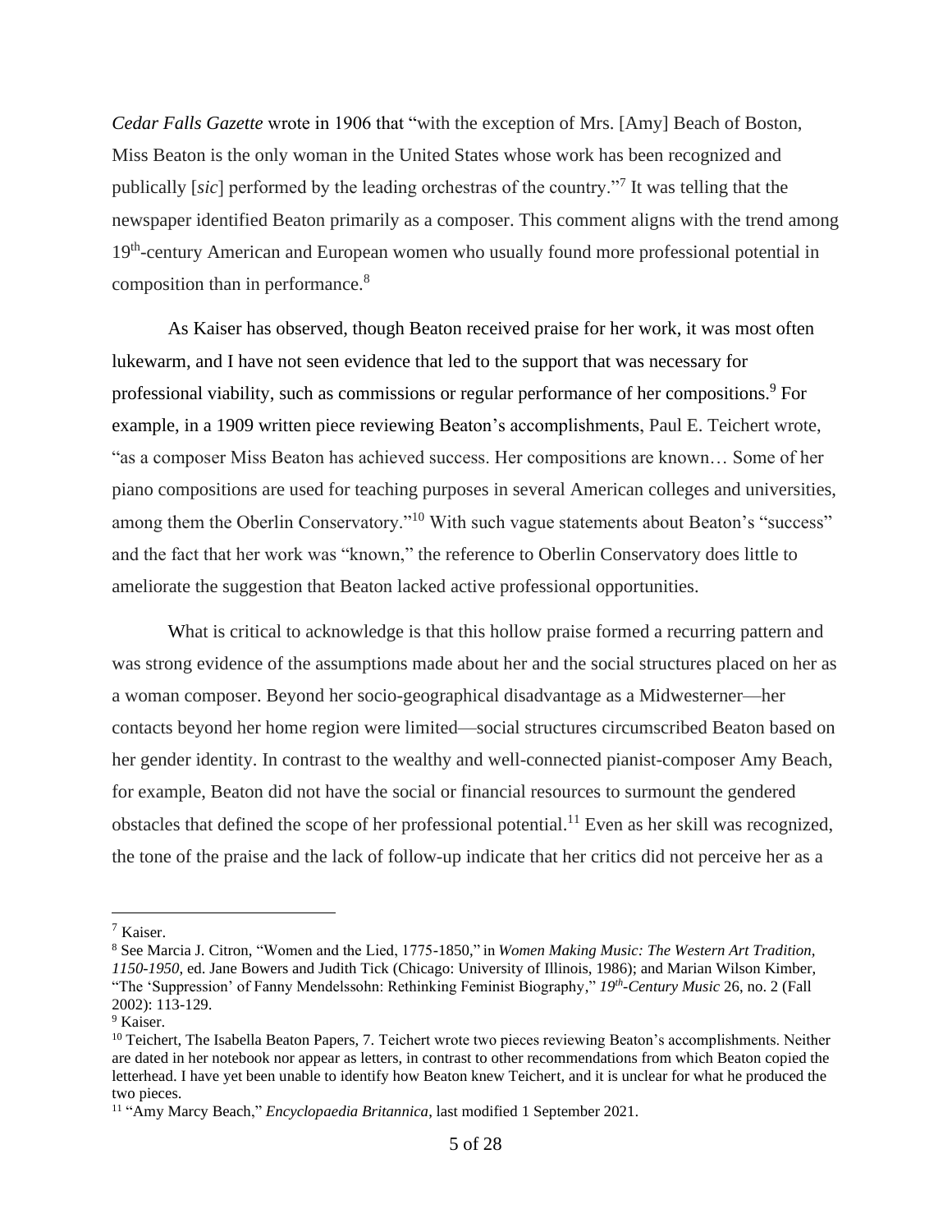*Cedar Falls Gazette* wrote in 1906 that "with the exception of Mrs. [Amy] Beach of Boston, Miss Beaton is the only woman in the United States whose work has been recognized and publically [*sic*] performed by the leading orchestras of the country."[7] It was telling that the newspaper identified Beaton primarily as a composer. This comment aligns with the trend among 19th-century American and European women who usually found more professional potential in composition than in performance.[8]

As Kaiser has observed, though Beaton received praise for her work, it was most often lukewarm, and I have not seen evidence that led to the support that was necessary for professional viability, such as commissions or regular performance of her compositions.[9] For example, in a 1909 written piece reviewing Beaton's accomplishments, Paul E. Teichert wrote, "as a composer Miss Beaton has achieved success. Her compositions are known… Some of her piano compositions are used for teaching purposes in several American colleges and universities, among them the Oberlin Conservatory."[10] With such vague statements about Beaton's "success" and the fact that her work was "known," the reference to Oberlin Conservatory does little to ameliorate the suggestion that Beaton lacked active professional opportunities.

What is critical to acknowledge is that this hollow praise formed a recurring pattern and was strong evidence of the assumptions made about her and the social structures placed on her as a woman composer. Beyond her socio-geographical disadvantage as a Midwesterner—her contacts beyond her home region were limited—social structures circumscribed Beaton based on her gender identity. In contrast to the wealthy and well-connected pianist-composer Amy Beach, for example, Beaton did not have the social or financial resources to surmount the gendered obstacles that defined the scope of her professional potential.[11] Even as her skill was recognized, the tone of the praise and the lack of follow-up indicate that her critics did not perceive her as a

---

[7] Kaiser.

[8] See Marcia J. Citron, "Women and the Lied, 1775-1850," in *Women Making Music: The Western Art Tradition, 1150-1950*, ed. Jane Bowers and Judith Tick (Chicago: University of Illinois, 1986); and Marian Wilson Kimber, "The 'Suppression' of Fanny Mendelssohn: Rethinking Feminist Biography," *19th-Century Music* 26, no. 2 (Fall 2002): 113-129.

[9] Kaiser.

[10] Teichert, The Isabella Beaton Papers, 7. Teichert wrote two pieces reviewing Beaton's accomplishments. Neither are dated in her notebook nor appear as letters, in contrast to other recommendations from which Beaton copied the letterhead. I have yet been unable to identify how Beaton knew Teichert, and it is unclear for what he produced the two pieces.

[11] "Amy Marcy Beach," *Encyclopaedia Britannica*, last modified 1 September 2021.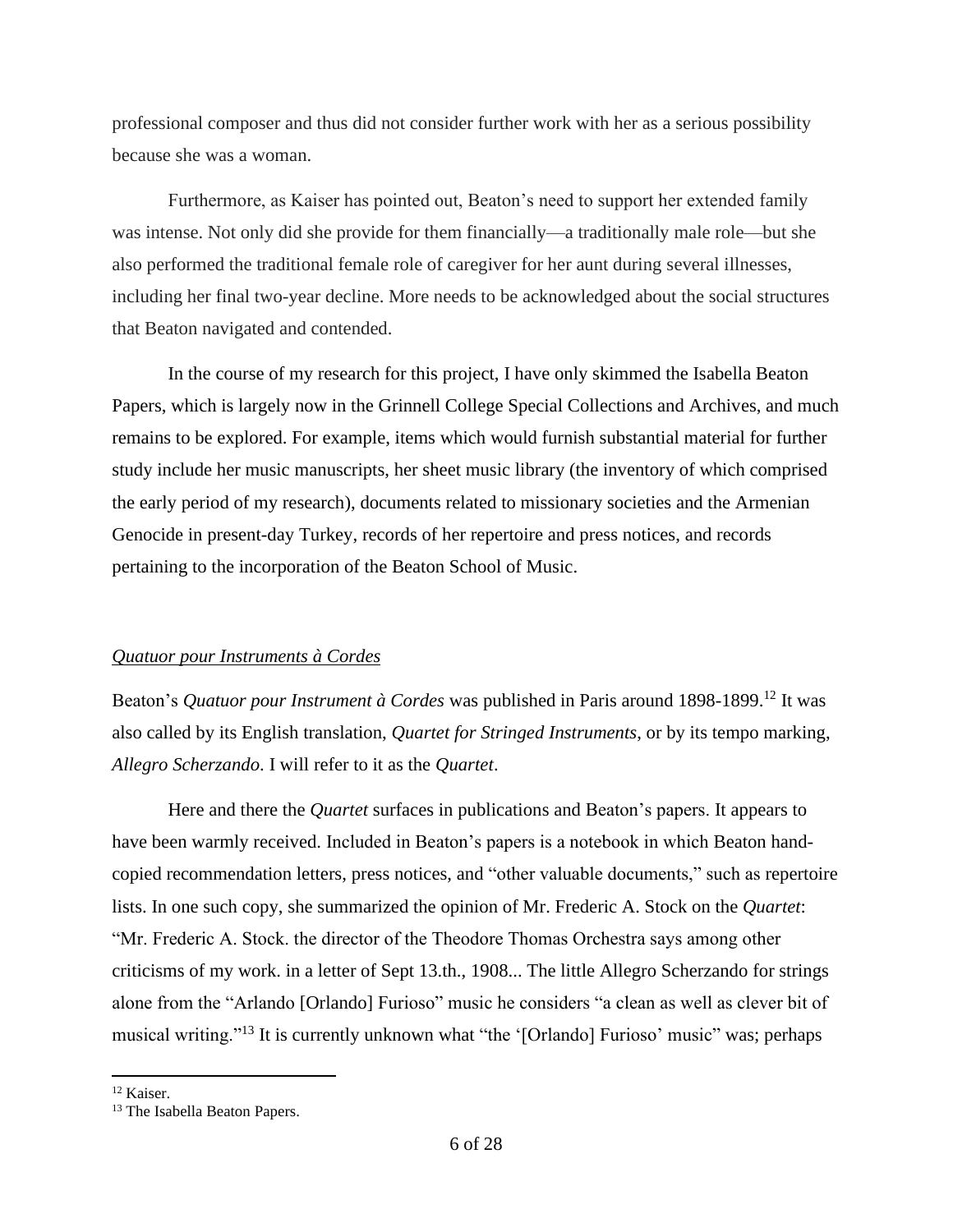professional composer and thus did not consider further work with her as a serious possibility because she was a woman.

Furthermore, as Kaiser has pointed out, Beaton's need to support her extended family was intense. Not only did she provide for them financially—a traditionally male role—but she also performed the traditional female role of caregiver for her aunt during several illnesses, including her final two-year decline. More needs to be acknowledged about the social structures that Beaton navigated and contended.

In the course of my research for this project, I have only skimmed the Isabella Beaton Papers, which is largely now in the Grinnell College Special Collections and Archives, and much remains to be explored. For example, items which would furnish substantial material for further study include her music manuscripts, her sheet music library (the inventory of which comprised the early period of my research), documents related to missionary societies and the Armenian Genocide in present-day Turkey, records of her repertoire and press notices, and records pertaining to the incorporation of the Beaton School of Music.

## *Quatuor pour Instruments à Cordes*

Beaton's *Quatuor pour Instrument à Cordes* was published in Paris around 1898-1899.[12] It was also called by its English translation, *Quartet for Stringed Instruments*, or by its tempo marking, *Allegro Scherzando*. I will refer to it as the *Quartet*.

Here and there the *Quartet* surfaces in publications and Beaton's papers. It appears to have been warmly received. Included in Beaton's papers is a notebook in which Beaton hand-copied recommendation letters, press notices, and "other valuable documents," such as repertoire lists. In one such copy, she summarized the opinion of Mr. Frederic A. Stock on the *Quartet*: "Mr. Frederic A. Stock. the director of the Theodore Thomas Orchestra says among other criticisms of my work. in a letter of Sept 13.th., 1908... The little Allegro Scherzando for strings alone from the "Arlando [Orlando] Furioso" music he considers "a clean as well as clever bit of musical writing."[13] It is currently unknown what "the '[Orlando] Furioso' music" was; perhaps

---

[12] Kaiser.

[13] The Isabella Beaton Papers.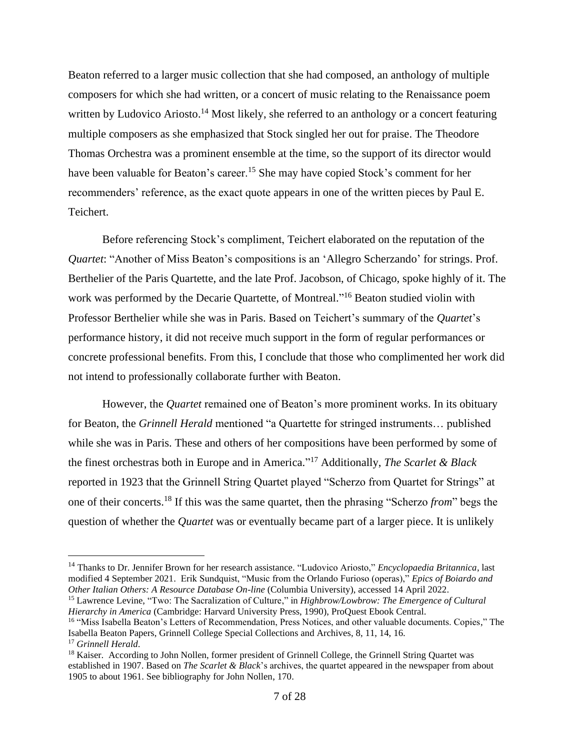Beaton referred to a larger music collection that she had composed, an anthology of multiple composers for which she had written, or a concert of music relating to the Renaissance poem written by Ludovico Ariosto.[14] Most likely, she referred to an anthology or a concert featuring multiple composers as she emphasized that Stock singled her out for praise. The Theodore Thomas Orchestra was a prominent ensemble at the time, so the support of its director would have been valuable for Beaton's career.[15] She may have copied Stock's comment for her recommenders' reference, as the exact quote appears in one of the written pieces by Paul E. Teichert.

Before referencing Stock's compliment, Teichert elaborated on the reputation of the *Quartet*: "Another of Miss Beaton's compositions is an 'Allegro Scherzando' for strings. Prof. Berthelier of the Paris Quartette, and the late Prof. Jacobson, of Chicago, spoke highly of it. The work was performed by the Decarie Quartette, of Montreal."[16] Beaton studied violin with Professor Berthelier while she was in Paris. Based on Teichert's summary of the *Quartet*'s performance history, it did not receive much support in the form of regular performances or concrete professional benefits. From this, I conclude that those who complimented her work did not intend to professionally collaborate further with Beaton.

However, the *Quartet* remained one of Beaton's more prominent works. In its obituary for Beaton, the *Grinnell Herald* mentioned "a Quartette for stringed instruments… published while she was in Paris. These and others of her compositions have been performed by some of the finest orchestras both in Europe and in America."[17] Additionally, *The Scarlet & Black* reported in 1923 that the Grinnell String Quartet played "Scherzo from Quartet for Strings" at one of their concerts.[18] If this was the same quartet, then the phrasing "Scherzo *from*" begs the question of whether the *Quartet* was or eventually became part of a larger piece. It is unlikely

---

[14] Thanks to Dr. Jennifer Brown for her research assistance. "Ludovico Ariosto," *Encyclopaedia Britannica*, last modified 4 September 2021. Erik Sundquist, "Music from the Orlando Furioso (operas)," *Epics of Boiardo and Other Italian Others: A Resource Database On-line* (Columbia University), accessed 14 April 2022.

[15] Lawrence Levine, "Two: The Sacralization of Culture," in *Highbrow/Lowbrow: The Emergence of Cultural Hierarchy in America* (Cambridge: Harvard University Press, 1990), ProQuest Ebook Central.

[16] "Miss Isabella Beaton's Letters of Recommendation, Press Notices, and other valuable documents. Copies," The Isabella Beaton Papers, Grinnell College Special Collections and Archives, 8, 11, 14, 16.

[17] *Grinnell Herald*.

[18] Kaiser. According to John Nollen, former president of Grinnell College, the Grinnell String Quartet was established in 1907. Based on *The Scarlet & Black*'s archives, the quartet appeared in the newspaper from about 1905 to about 1961. See bibliography for John Nollen, 170.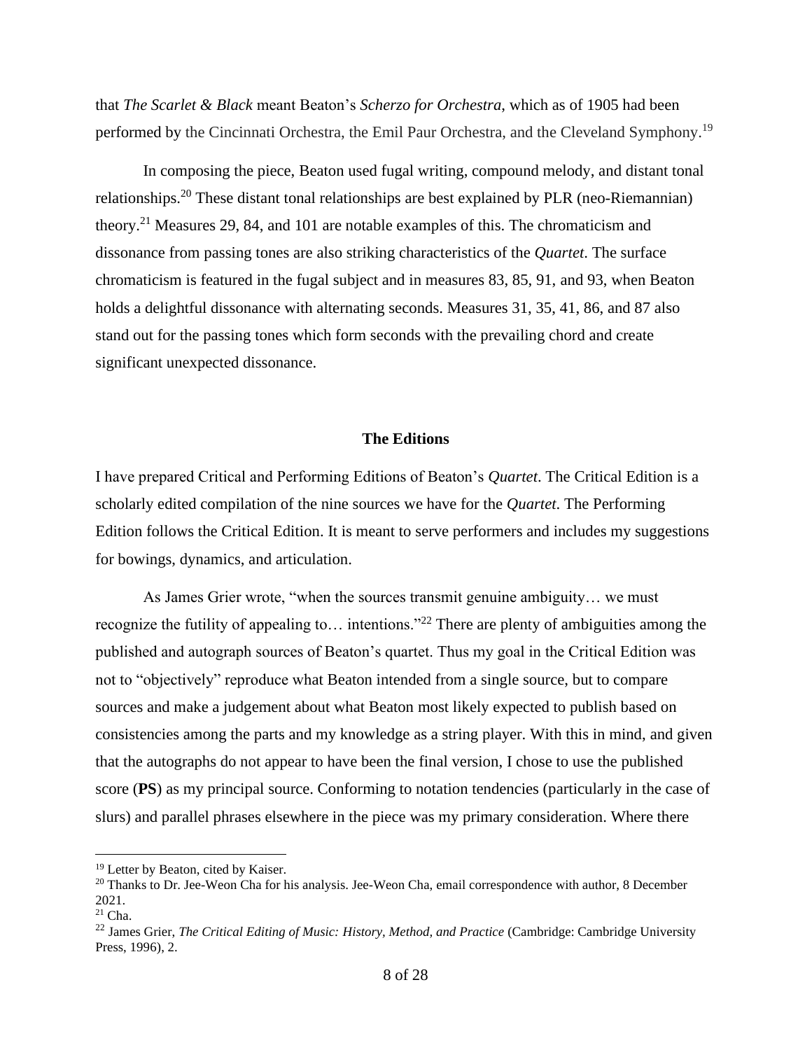that *The Scarlet & Black* meant Beaton's *Scherzo for Orchestra*, which as of 1905 had been performed by the Cincinnati Orchestra, the Emil Paur Orchestra, and the Cleveland Symphony.[19]

In composing the piece, Beaton used fugal writing, compound melody, and distant tonal relationships.[20] These distant tonal relationships are best explained by PLR (neo-Riemannian) theory.[21] Measures 29, 84, and 101 are notable examples of this. The chromaticism and dissonance from passing tones are also striking characteristics of the *Quartet*. The surface chromaticism is featured in the fugal subject and in measures 83, 85, 91, and 93, when Beaton holds a delightful dissonance with alternating seconds. Measures 31, 35, 41, 86, and 87 also stand out for the passing tones which form seconds with the prevailing chord and create significant unexpected dissonance.

## The Editions

I have prepared Critical and Performing Editions of Beaton's *Quartet*. The Critical Edition is a scholarly edited compilation of the nine sources we have for the *Quartet*. The Performing Edition follows the Critical Edition. It is meant to serve performers and includes my suggestions for bowings, dynamics, and articulation.

As James Grier wrote, "when the sources transmit genuine ambiguity… we must recognize the futility of appealing to… intentions."[22] There are plenty of ambiguities among the published and autograph sources of Beaton's quartet. Thus my goal in the Critical Edition was not to "objectively" reproduce what Beaton intended from a single source, but to compare sources and make a judgement about what Beaton most likely expected to publish based on consistencies among the parts and my knowledge as a string player. With this in mind, and given that the autographs do not appear to have been the final version, I chose to use the published score (**PS**) as my principal source. Conforming to notation tendencies (particularly in the case of slurs) and parallel phrases elsewhere in the piece was my primary consideration. Where there

---

[19] Letter by Beaton, cited by Kaiser.

[20] Thanks to Dr. Jee-Weon Cha for his analysis. Jee-Weon Cha, email correspondence with author, 8 December 2021.

[21] Cha.

[22] James Grier, *The Critical Editing of Music: History, Method, and Practice* (Cambridge: Cambridge University Press, 1996), 2.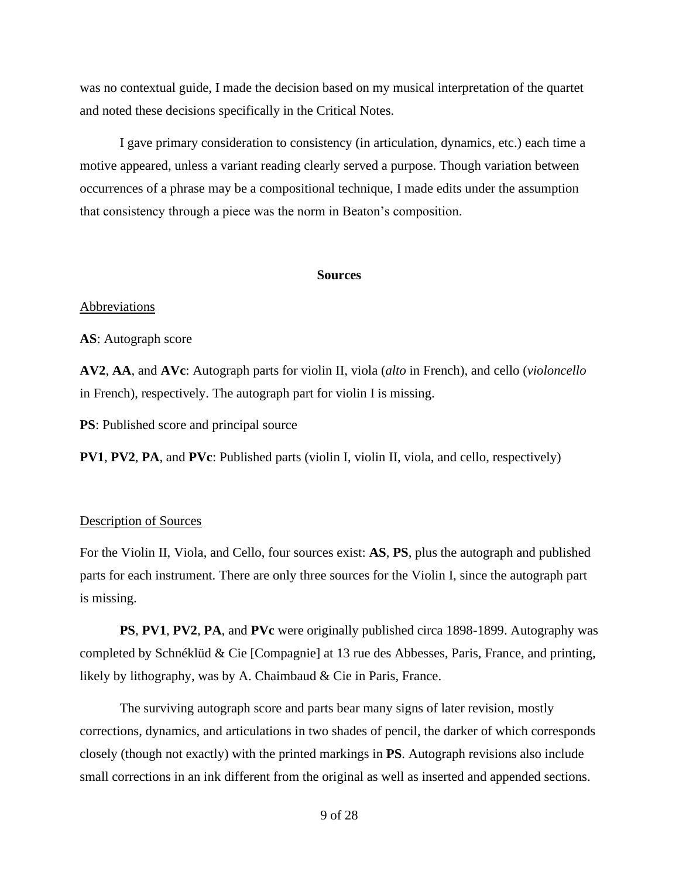was no contextual guide, I made the decision based on my musical interpretation of the quartet and noted these decisions specifically in the Critical Notes.

I gave primary consideration to consistency (in articulation, dynamics, etc.) each time a motive appeared, unless a variant reading clearly served a purpose. Though variation between occurrences of a phrase may be a compositional technique, I made edits under the assumption that consistency through a piece was the norm in Beaton's composition.

## Sources

### Abbreviations

**AS**: Autograph score

**AV2**, **AA**, and **AVc**: Autograph parts for violin II, viola (*alto* in French), and cello (*violoncello* in French), respectively. The autograph part for violin I is missing.

**PS**: Published score and principal source

**PV1**, **PV2**, **PA**, and **PVc**: Published parts (violin I, violin II, viola, and cello, respectively)

### Description of Sources

For the Violin II, Viola, and Cello, four sources exist: **AS**, **PS**, plus the autograph and published parts for each instrument. There are only three sources for the Violin I, since the autograph part is missing.

**PS**, **PV1**, **PV2**, **PA**, and **PVc** were originally published circa 1898-1899. Autography was completed by Schnéklüd & Cie [Compagnie] at 13 rue des Abbesses, Paris, France, and printing, likely by lithography, was by A. Chaimbaud & Cie in Paris, France.

The surviving autograph score and parts bear many signs of later revision, mostly corrections, dynamics, and articulations in two shades of pencil, the darker of which corresponds closely (though not exactly) with the printed markings in **PS**. Autograph revisions also include small corrections in an ink different from the original as well as inserted and appended sections.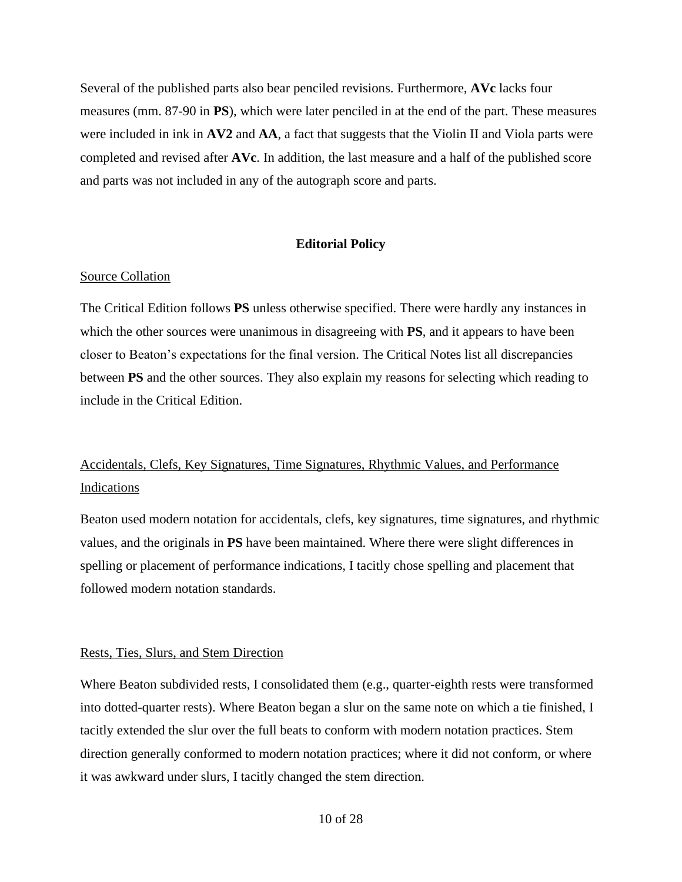Several of the published parts also bear penciled revisions. Furthermore, **AVc** lacks four measures (mm. 87-90 in **PS**), which were later penciled in at the end of the part. These measures were included in ink in **AV2** and **AA**, a fact that suggests that the Violin II and Viola parts were completed and revised after **AVc**. In addition, the last measure and a half of the published score and parts was not included in any of the autograph score and parts.

## Editorial Policy

### Source Collation

The Critical Edition follows **PS** unless otherwise specified. There were hardly any instances in which the other sources were unanimous in disagreeing with **PS**, and it appears to have been closer to Beaton's expectations for the final version. The Critical Notes list all discrepancies between **PS** and the other sources. They also explain my reasons for selecting which reading to include in the Critical Edition.

### Accidentals, Clefs, Key Signatures, Time Signatures, Rhythmic Values, and Performance Indications

Beaton used modern notation for accidentals, clefs, key signatures, time signatures, and rhythmic values, and the originals in **PS** have been maintained. Where there were slight differences in spelling or placement of performance indications, I tacitly chose spelling and placement that followed modern notation standards.

### Rests, Ties, Slurs, and Stem Direction

Where Beaton subdivided rests, I consolidated them (e.g., quarter-eighth rests were transformed into dotted-quarter rests). Where Beaton began a slur on the same note on which a tie finished, I tacitly extended the slur over the full beats to conform with modern notation practices. Stem direction generally conformed to modern notation practices; where it did not conform, or where it was awkward under slurs, I tacitly changed the stem direction.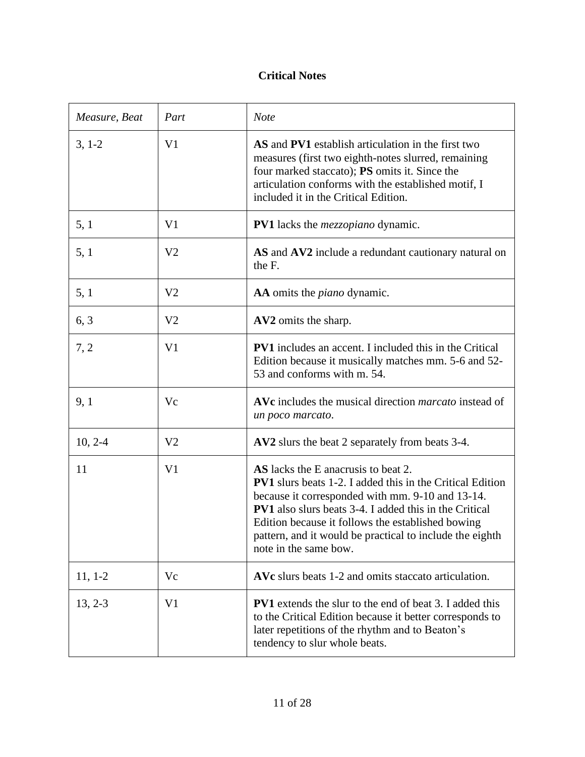**Critical Notes**

| *Measure, Beat* | *Part* | *Note* |
|---|---|---|
| 3, 1-2 | V1 | **AS** and **PV1** establish articulation in the first two measures (first two eighth-notes slurred, remaining four marked staccato); **PS** omits it. Since the articulation conforms with the established motif, I included it in the Critical Edition. |
| 5, 1 | V1 | **PV1** lacks the *mezzopiano* dynamic. |
| 5, 1 | V2 | **AS** and **AV2** include a redundant cautionary natural on the F. |
| 5, 1 | V2 | **AA** omits the *piano* dynamic. |
| 6, 3 | V2 | **AV2** omits the sharp. |
| 7, 2 | V1 | **PV1** includes an accent. I included this in the Critical Edition because it musically matches mm. 5-6 and 52-53 and conforms with m. 54. |
| 9, 1 | Vc | **AVc** includes the musical direction *marcato* instead of *un poco marcato*. |
| 10, 2-4 | V2 | **AV2** slurs the beat 2 separately from beats 3-4. |
| 11 | V1 | **AS** lacks the E anacrusis to beat 2.<br>**PV1** slurs beats 1-2. I added this in the Critical Edition because it corresponded with mm. 9-10 and 13-14.<br>**PV1** also slurs beats 3-4. I added this in the Critical Edition because it follows the established bowing pattern, and it would be practical to include the eighth note in the same bow. |
| 11, 1-2 | Vc | **AVc** slurs beats 1-2 and omits staccato articulation. |
| 13, 2-3 | V1 | **PV1** extends the slur to the end of beat 3. I added this to the Critical Edition because it better corresponds to later repetitions of the rhythm and to Beaton's tendency to slur whole beats. |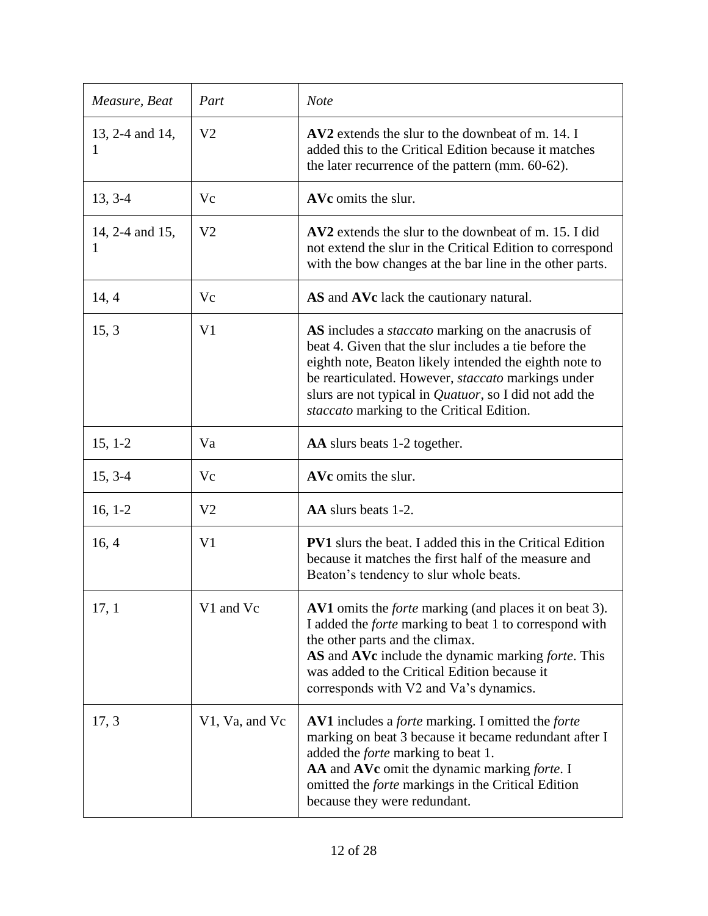| *Measure, Beat* | *Part* | *Note* |
|---|---|---|
| 13, 2-4 and 14, 1 | V2 | **AV2** extends the slur to the downbeat of m. 14. I added this to the Critical Edition because it matches the later recurrence of the pattern (mm. 60-62). |
| 13, 3-4 | Vc | **AVc** omits the slur. |
| 14, 2-4 and 15, 1 | V2 | **AV2** extends the slur to the downbeat of m. 15. I did not extend the slur in the Critical Edition to correspond with the bow changes at the bar line in the other parts. |
| 14, 4 | Vc | **AS** and **AVc** lack the cautionary natural. |
| 15, 3 | V1 | **AS** includes a *staccato* marking on the anacrusis of beat 4. Given that the slur includes a tie before the eighth note, Beaton likely intended the eighth note to be rearticulated. However, *staccato* markings under slurs are not typical in *Quatuor*, so I did not add the *staccato* marking to the Critical Edition. |
| 15, 1-2 | Va | **AA** slurs beats 1-2 together. |
| 15, 3-4 | Vc | **AVc** omits the slur. |
| 16, 1-2 | V2 | **AA** slurs beats 1-2. |
| 16, 4 | V1 | **PV1** slurs the beat. I added this in the Critical Edition because it matches the first half of the measure and Beaton's tendency to slur whole beats. |
| 17, 1 | V1 and Vc | **AV1** omits the *forte* marking (and places it on beat 3). I added the *forte* marking to beat 1 to correspond with the other parts and the climax.<br>**AS** and **AVc** include the dynamic marking *forte*. This was added to the Critical Edition because it corresponds with V2 and Va's dynamics. |
| 17, 3 | V1, Va, and Vc | **AV1** includes a *forte* marking. I omitted the *forte* marking on beat 3 because it became redundant after I added the *forte* marking to beat 1.<br>**AA** and **AVc** omit the dynamic marking *forte*. I omitted the *forte* markings in the Critical Edition because they were redundant. |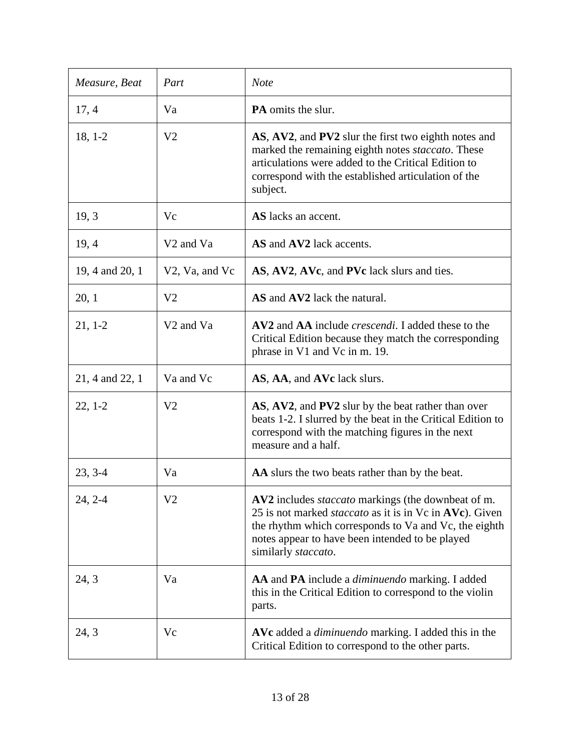| *Measure, Beat* | *Part* | *Note* |
|---|---|---|
| 17, 4 | Va | **PA** omits the slur. |
| 18, 1-2 | V2 | **AS**, **AV2**, and **PV2** slur the first two eighth notes and marked the remaining eighth notes *staccato*. These articulations were added to the Critical Edition to correspond with the established articulation of the subject. |
| 19, 3 | Vc | **AS** lacks an accent. |
| 19, 4 | V2 and Va | **AS** and **AV2** lack accents. |
| 19, 4 and 20, 1 | V2, Va, and Vc | **AS**, **AV2**, **AVc**, and **PVc** lack slurs and ties. |
| 20, 1 | V2 | **AS** and **AV2** lack the natural. |
| 21, 1-2 | V2 and Va | **AV2** and **AA** include *crescendi*. I added these to the Critical Edition because they match the corresponding phrase in V1 and Vc in m. 19. |
| 21, 4 and 22, 1 | Va and Vc | **AS**, **AA**, and **AVc** lack slurs. |
| 22, 1-2 | V2 | **AS**, **AV2**, and **PV2** slur by the beat rather than over beats 1-2. I slurred by the beat in the Critical Edition to correspond with the matching figures in the next measure and a half. |
| 23, 3-4 | Va | **AA** slurs the two beats rather than by the beat. |
| 24, 2-4 | V2 | **AV2** includes *staccato* markings (the downbeat of m. 25 is not marked *staccato* as it is in Vc in **AVc**). Given the rhythm which corresponds to Va and Vc, the eighth notes appear to have been intended to be played similarly *staccato*. |
| 24, 3 | Va | **AA** and **PA** include a *diminuendo* marking. I added this in the Critical Edition to correspond to the violin parts. |
| 24, 3 | Vc | **AVc** added a *diminuendo* marking. I added this in the Critical Edition to correspond to the other parts. |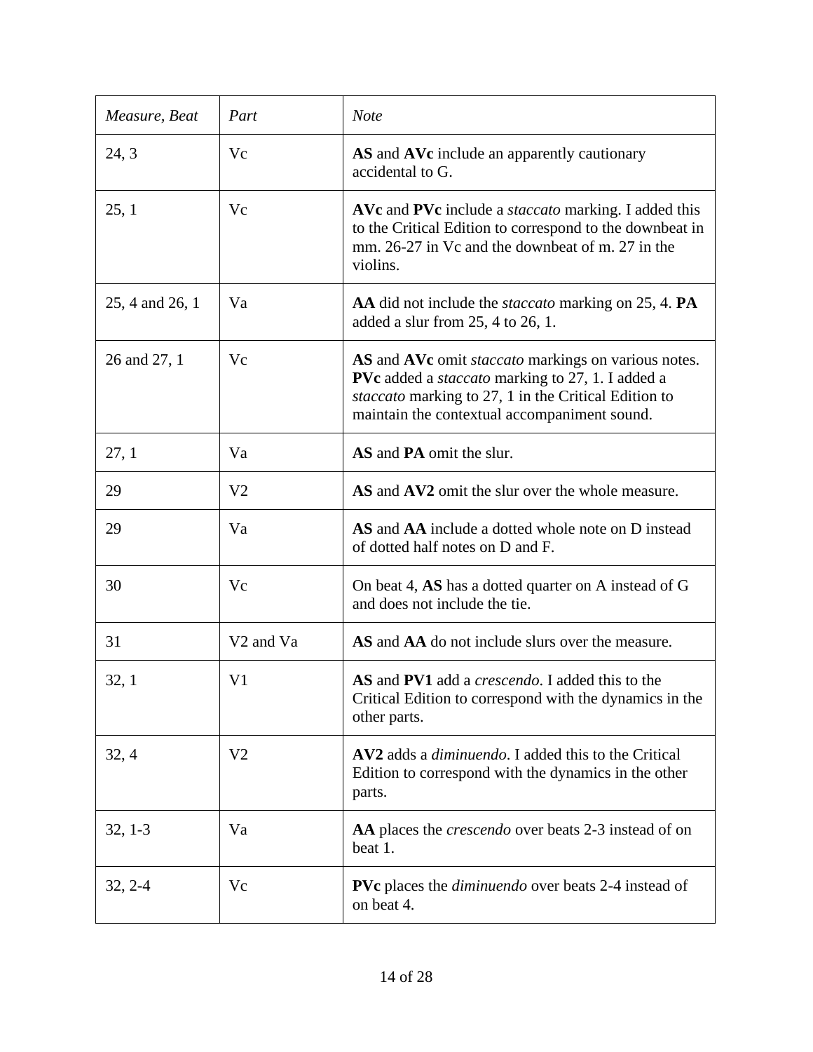| *Measure, Beat* | *Part* | *Note* |
|---|---|---|
| 24, 3 | Vc | **AS** and **AVc** include an apparently cautionary accidental to G. |
| 25, 1 | Vc | **AVc** and **PVc** include a *staccato* marking. I added this to the Critical Edition to correspond to the downbeat in mm. 26-27 in Vc and the downbeat of m. 27 in the violins. |
| 25, 4 and 26, 1 | Va | **AA** did not include the *staccato* marking on 25, 4. **PA** added a slur from 25, 4 to 26, 1. |
| 26 and 27, 1 | Vc | **AS** and **AVc** omit *staccato* markings on various notes. **PVc** added a *staccato* marking to 27, 1. I added a *staccato* marking to 27, 1 in the Critical Edition to maintain the contextual accompaniment sound. |
| 27, 1 | Va | **AS** and **PA** omit the slur. |
| 29 | V2 | **AS** and **AV2** omit the slur over the whole measure. |
| 29 | Va | **AS** and **AA** include a dotted whole note on D instead of dotted half notes on D and F. |
| 30 | Vc | On beat 4, **AS** has a dotted quarter on A instead of G and does not include the tie. |
| 31 | V2 and Va | **AS** and **AA** do not include slurs over the measure. |
| 32, 1 | V1 | **AS** and **PV1** add a *crescendo*. I added this to the Critical Edition to correspond with the dynamics in the other parts. |
| 32, 4 | V2 | **AV2** adds a *diminuendo*. I added this to the Critical Edition to correspond with the dynamics in the other parts. |
| 32, 1-3 | Va | **AA** places the *crescendo* over beats 2-3 instead of on beat 1. |
| 32, 2-4 | Vc | **PVc** places the *diminuendo* over beats 2-4 instead of on beat 4. |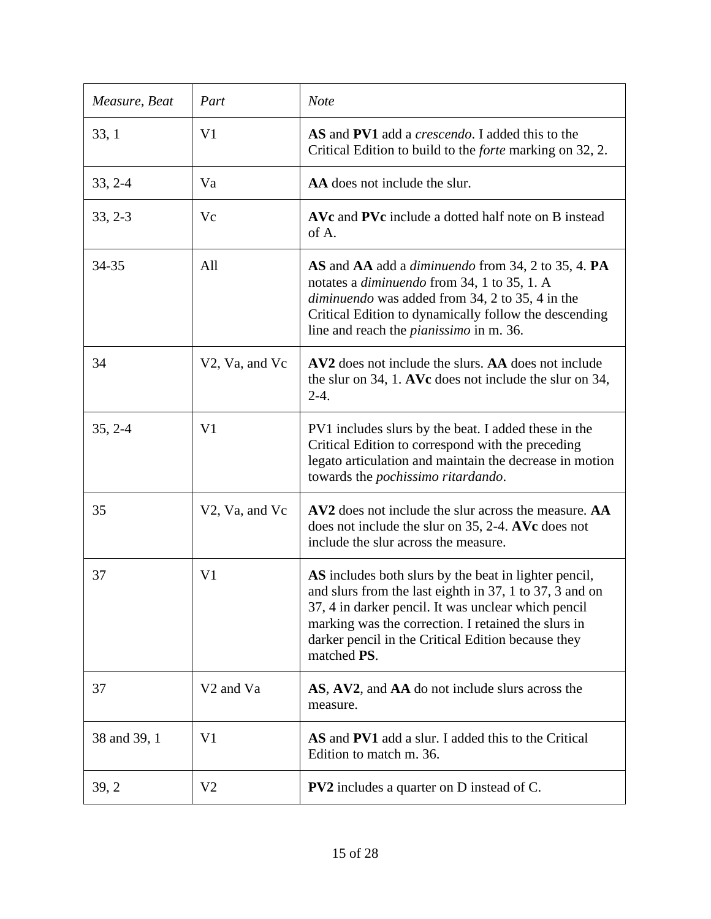| *Measure, Beat* | *Part* | *Note* |
|---|---|---|
| 33, 1 | V1 | **AS** and **PV1** add a *crescendo*. I added this to the Critical Edition to build to the *forte* marking on 32, 2. |
| 33, 2-4 | Va | **AA** does not include the slur. |
| 33, 2-3 | Vc | **AVc** and **PVc** include a dotted half note on B instead of A. |
| 34-35 | All | **AS** and **AA** add a *diminuendo* from 34, 2 to 35, 4. **PA** notates a *diminuendo* from 34, 1 to 35, 1. A *diminuendo* was added from 34, 2 to 35, 4 in the Critical Edition to dynamically follow the descending line and reach the *pianissimo* in m. 36. |
| 34 | V2, Va, and Vc | **AV2** does not include the slurs. **AA** does not include the slur on 34, 1. **AVc** does not include the slur on 34, 2-4. |
| 35, 2-4 | V1 | PV1 includes slurs by the beat. I added these in the Critical Edition to correspond with the preceding legato articulation and maintain the decrease in motion towards the *pochissimo ritardando*. |
| 35 | V2, Va, and Vc | **AV2** does not include the slur across the measure. **AA** does not include the slur on 35, 2-4. **AVc** does not include the slur across the measure. |
| 37 | V1 | **AS** includes both slurs by the beat in lighter pencil, and slurs from the last eighth in 37, 1 to 37, 3 and on 37, 4 in darker pencil. It was unclear which pencil marking was the correction. I retained the slurs in darker pencil in the Critical Edition because they matched **PS**. |
| 37 | V2 and Va | **AS**, **AV2**, and **AA** do not include slurs across the measure. |
| 38 and 39, 1 | V1 | **AS** and **PV1** add a slur. I added this to the Critical Edition to match m. 36. |
| 39, 2 | V2 | **PV2** includes a quarter on D instead of C. |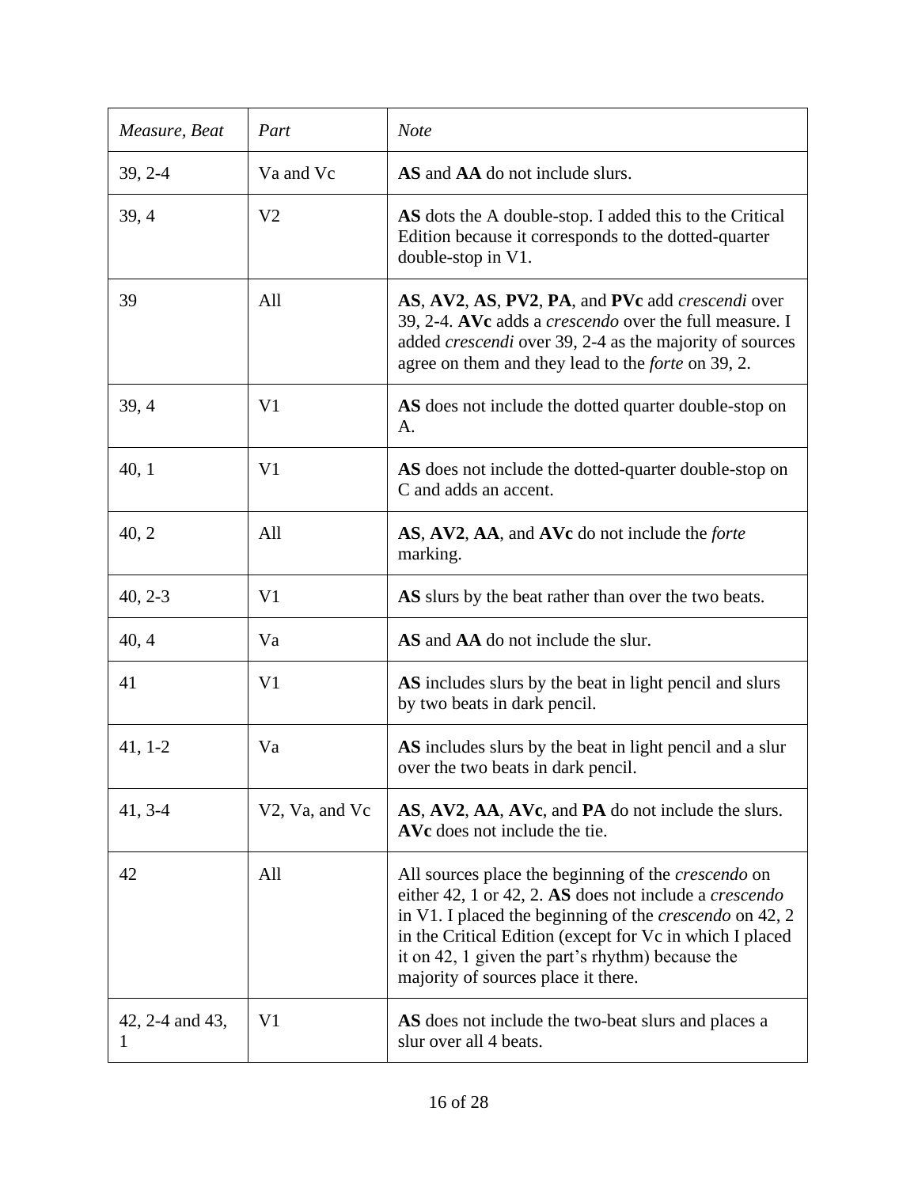| *Measure, Beat* | *Part* | *Note* |
|---|---|---|
| 39, 2-4 | Va and Vc | **AS** and **AA** do not include slurs. |
| 39, 4 | V2 | **AS** dots the A double-stop. I added this to the Critical Edition because it corresponds to the dotted-quarter double-stop in V1. |
| 39 | All | **AS**, **AV2**, **AS**, **PV2**, **PA**, and **PVc** add *crescendi* over 39, 2-4. **AVc** adds a *crescendo* over the full measure. I added *crescendi* over 39, 2-4 as the majority of sources agree on them and they lead to the *forte* on 39, 2. |
| 39, 4 | V1 | **AS** does not include the dotted quarter double-stop on A. |
| 40, 1 | V1 | **AS** does not include the dotted-quarter double-stop on C and adds an accent. |
| 40, 2 | All | **AS**, **AV2**, **AA**, and **AVc** do not include the *forte* marking. |
| 40, 2-3 | V1 | **AS** slurs by the beat rather than over the two beats. |
| 40, 4 | Va | **AS** and **AA** do not include the slur. |
| 41 | V1 | **AS** includes slurs by the beat in light pencil and slurs by two beats in dark pencil. |
| 41, 1-2 | Va | **AS** includes slurs by the beat in light pencil and a slur over the two beats in dark pencil. |
| 41, 3-4 | V2, Va, and Vc | **AS**, **AV2**, **AA**, **AVc**, and **PA** do not include the slurs. **AVc** does not include the tie. |
| 42 | All | All sources place the beginning of the *crescendo* on either 42, 1 or 42, 2. **AS** does not include a *crescendo* in V1. I placed the beginning of the *crescendo* on 42, 2 in the Critical Edition (except for Vc in which I placed it on 42, 1 given the part's rhythm) because the majority of sources place it there. |
| 42, 2-4 and 43, 1 | V1 | **AS** does not include the two-beat slurs and places a slur over all 4 beats. |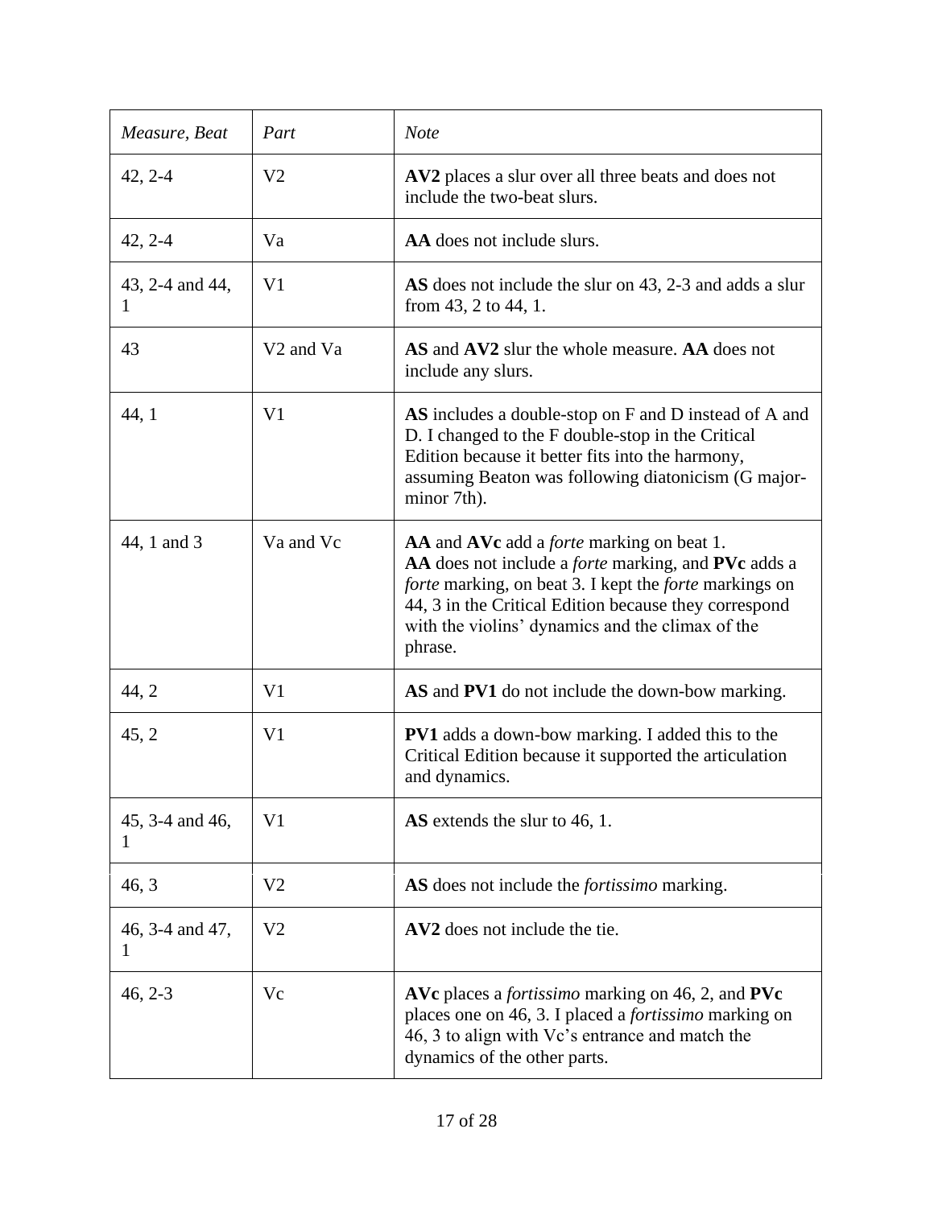| *Measure, Beat* | *Part* | *Note* |
| --- | --- | --- |
| 42, 2-4 | V2 | **AV2** places a slur over all three beats and does not include the two-beat slurs. |
| 42, 2-4 | Va | **AA** does not include slurs. |
| 43, 2-4 and 44, 1 | V1 | **AS** does not include the slur on 43, 2-3 and adds a slur from 43, 2 to 44, 1. |
| 43 | V2 and Va | **AS** and **AV2** slur the whole measure. **AA** does not include any slurs. |
| 44, 1 | V1 | **AS** includes a double-stop on F and D instead of A and D. I changed to the F double-stop in the Critical Edition because it better fits into the harmony, assuming Beaton was following diatonicism (G major-minor 7th). |
| 44, 1 and 3 | Va and Vc | **AA** and **AVc** add a *forte* marking on beat 1. **AA** does not include a *forte* marking, and **PVc** adds a *forte* marking, on beat 3. I kept the *forte* markings on 44, 3 in the Critical Edition because they correspond with the violins' dynamics and the climax of the phrase. |
| 44, 2 | V1 | **AS** and **PV1** do not include the down-bow marking. |
| 45, 2 | V1 | **PV1** adds a down-bow marking. I added this to the Critical Edition because it supported the articulation and dynamics. |
| 45, 3-4 and 46, 1 | V1 | **AS** extends the slur to 46, 1. |
| 46, 3 | V2 | **AS** does not include the *fortissimo* marking. |
| 46, 3-4 and 47, 1 | V2 | **AV2** does not include the tie. |
| 46, 2-3 | Vc | **AVc** places a *fortissimo* marking on 46, 2, and **PVc** places one on 46, 3. I placed a *fortissimo* marking on 46, 3 to align with Vc's entrance and match the dynamics of the other parts. |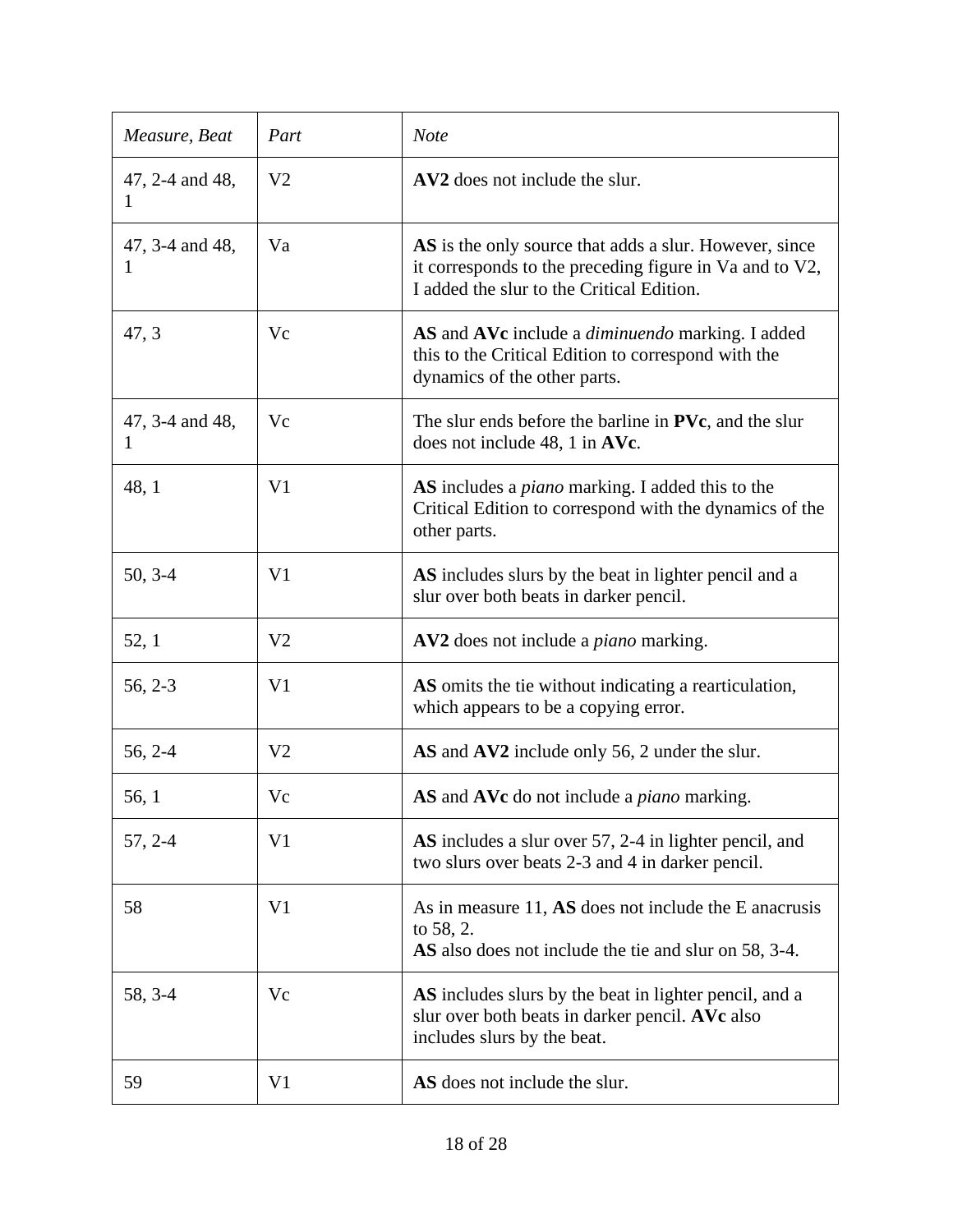| *Measure, Beat* | *Part* | *Note* |
| --- | --- | --- |
| 47, 2-4 and 48, 1 | V2 | **AV2** does not include the slur. |
| 47, 3-4 and 48, 1 | Va | **AS** is the only source that adds a slur. However, since it corresponds to the preceding figure in Va and to V2, I added the slur to the Critical Edition. |
| 47, 3 | Vc | **AS** and **AVc** include a *diminuendo* marking. I added this to the Critical Edition to correspond with the dynamics of the other parts. |
| 47, 3-4 and 48, 1 | Vc | The slur ends before the barline in **PVc**, and the slur does not include 48, 1 in **AVc**. |
| 48, 1 | V1 | **AS** includes a *piano* marking. I added this to the Critical Edition to correspond with the dynamics of the other parts. |
| 50, 3-4 | V1 | **AS** includes slurs by the beat in lighter pencil and a slur over both beats in darker pencil. |
| 52, 1 | V2 | **AV2** does not include a *piano* marking. |
| 56, 2-3 | V1 | **AS** omits the tie without indicating a rearticulation, which appears to be a copying error. |
| 56, 2-4 | V2 | **AS** and **AV2** include only 56, 2 under the slur. |
| 56, 1 | Vc | **AS** and **AVc** do not include a *piano* marking. |
| 57, 2-4 | V1 | **AS** includes a slur over 57, 2-4 in lighter pencil, and two slurs over beats 2-3 and 4 in darker pencil. |
| 58 | V1 | As in measure 11, **AS** does not include the E anacrusis to 58, 2.<br>**AS** also does not include the tie and slur on 58, 3-4. |
| 58, 3-4 | Vc | **AS** includes slurs by the beat in lighter pencil, and a slur over both beats in darker pencil. **AVc** also includes slurs by the beat. |
| 59 | V1 | **AS** does not include the slur. |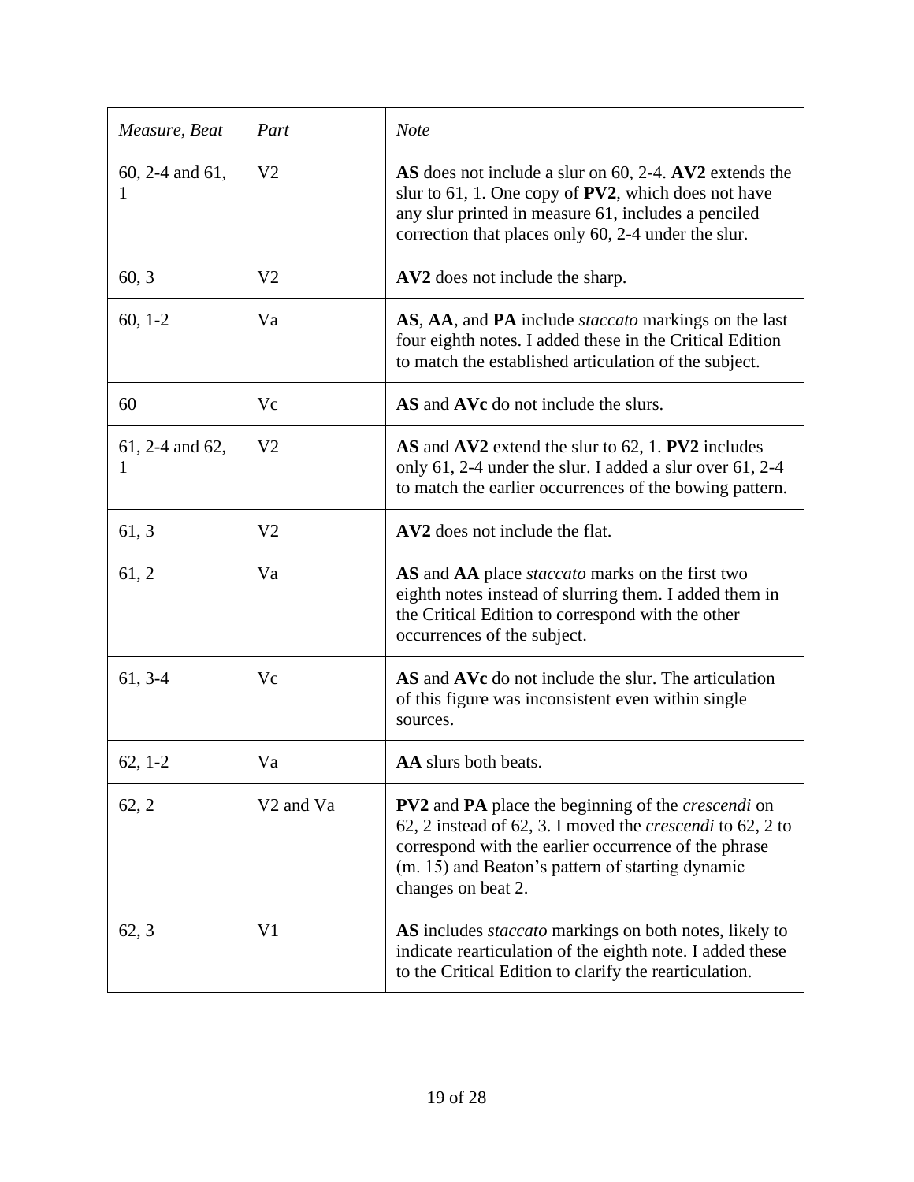| *Measure, Beat* | *Part* | *Note* |
|---|---|---|
| 60, 2-4 and 61, 1 | V2 | **AS** does not include a slur on 60, 2-4. **AV2** extends the slur to 61, 1. One copy of **PV2**, which does not have any slur printed in measure 61, includes a penciled correction that places only 60, 2-4 under the slur. |
| 60, 3 | V2 | **AV2** does not include the sharp. |
| 60, 1-2 | Va | **AS**, **AA**, and **PA** include *staccato* markings on the last four eighth notes. I added these in the Critical Edition to match the established articulation of the subject. |
| 60 | Vc | **AS** and **AVc** do not include the slurs. |
| 61, 2-4 and 62, 1 | V2 | **AS** and **AV2** extend the slur to 62, 1. **PV2** includes only 61, 2-4 under the slur. I added a slur over 61, 2-4 to match the earlier occurrences of the bowing pattern. |
| 61, 3 | V2 | **AV2** does not include the flat. |
| 61, 2 | Va | **AS** and **AA** place *staccato* marks on the first two eighth notes instead of slurring them. I added them in the Critical Edition to correspond with the other occurrences of the subject. |
| 61, 3-4 | Vc | **AS** and **AVc** do not include the slur. The articulation of this figure was inconsistent even within single sources. |
| 62, 1-2 | Va | **AA** slurs both beats. |
| 62, 2 | V2 and Va | **PV2** and **PA** place the beginning of the *crescendi* on 62, 2 instead of 62, 3. I moved the *crescendi* to 62, 2 to correspond with the earlier occurrence of the phrase (m. 15) and Beaton's pattern of starting dynamic changes on beat 2. |
| 62, 3 | V1 | **AS** includes *staccato* markings on both notes, likely to indicate rearticulation of the eighth note. I added these to the Critical Edition to clarify the rearticulation. |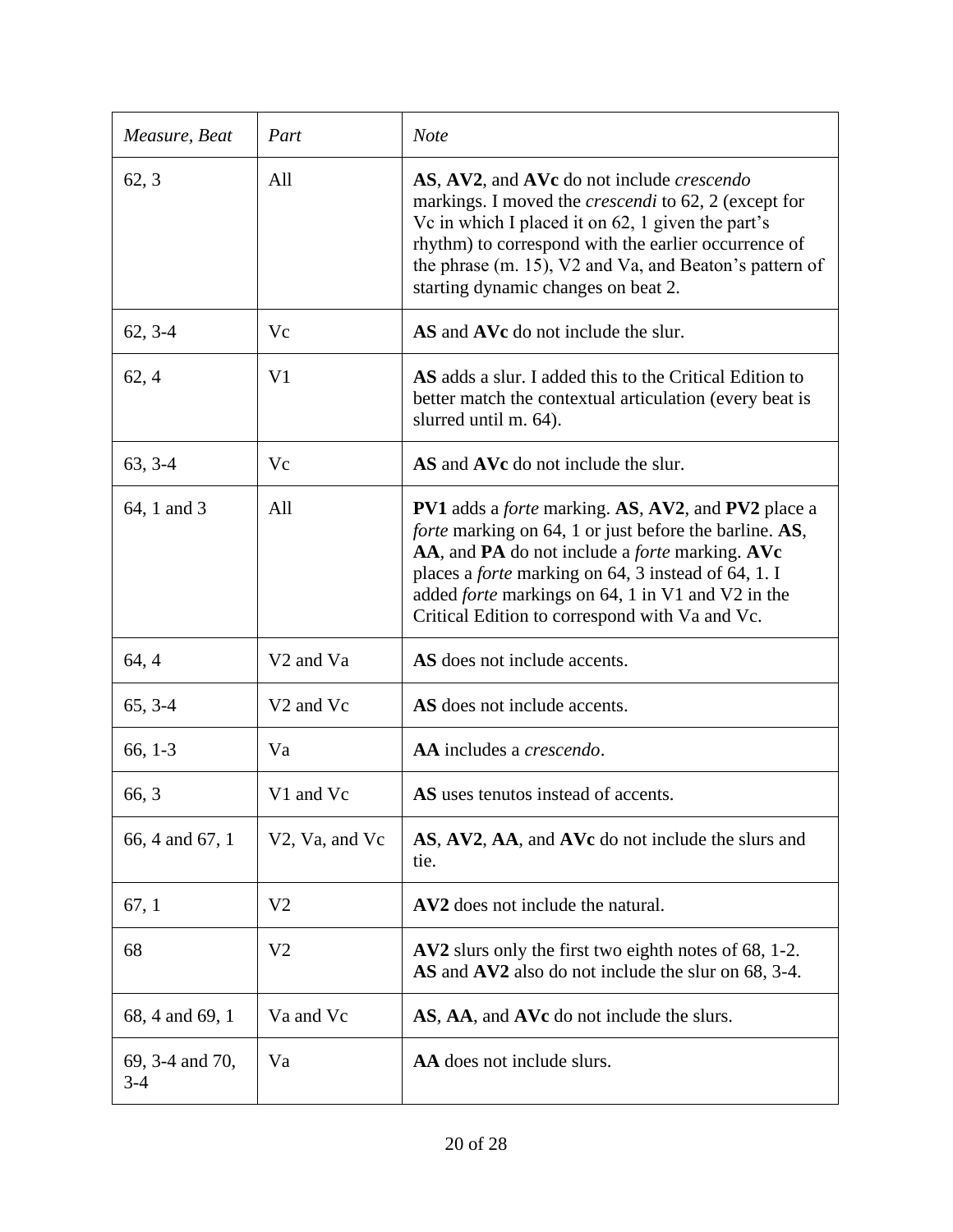| *Measure, Beat* | *Part* | *Note* |
|---|---|---|
| 62, 3 | All | **AS**, **AV2**, and **AVc** do not include *crescendo* markings. I moved the *crescendi* to 62, 2 (except for Vc in which I placed it on 62, 1 given the part's rhythm) to correspond with the earlier occurrence of the phrase (m. 15), V2 and Va, and Beaton's pattern of starting dynamic changes on beat 2. |
| 62, 3-4 | Vc | **AS** and **AVc** do not include the slur. |
| 62, 4 | V1 | **AS** adds a slur. I added this to the Critical Edition to better match the contextual articulation (every beat is slurred until m. 64). |
| 63, 3-4 | Vc | **AS** and **AVc** do not include the slur. |
| 64, 1 and 3 | All | **PV1** adds a *forte* marking. **AS**, **AV2**, and **PV2** place a *forte* marking on 64, 1 or just before the barline. **AS**, **AA**, and **PA** do not include a *forte* marking. **AVc** places a *forte* marking on 64, 3 instead of 64, 1. I added *forte* markings on 64, 1 in V1 and V2 in the Critical Edition to correspond with Va and Vc. |
| 64, 4 | V2 and Va | **AS** does not include accents. |
| 65, 3-4 | V2 and Vc | **AS** does not include accents. |
| 66, 1-3 | Va | **AA** includes a *crescendo*. |
| 66, 3 | V1 and Vc | **AS** uses tenutos instead of accents. |
| 66, 4 and 67, 1 | V2, Va, and Vc | **AS**, **AV2**, **AA**, and **AVc** do not include the slurs and tie. |
| 67, 1 | V2 | **AV2** does not include the natural. |
| 68 | V2 | **AV2** slurs only the first two eighth notes of 68, 1-2. **AS** and **AV2** also do not include the slur on 68, 3-4. |
| 68, 4 and 69, 1 | Va and Vc | **AS**, **AA**, and **AVc** do not include the slurs. |
| 69, 3-4 and 70, 3-4 | Va | **AA** does not include slurs. |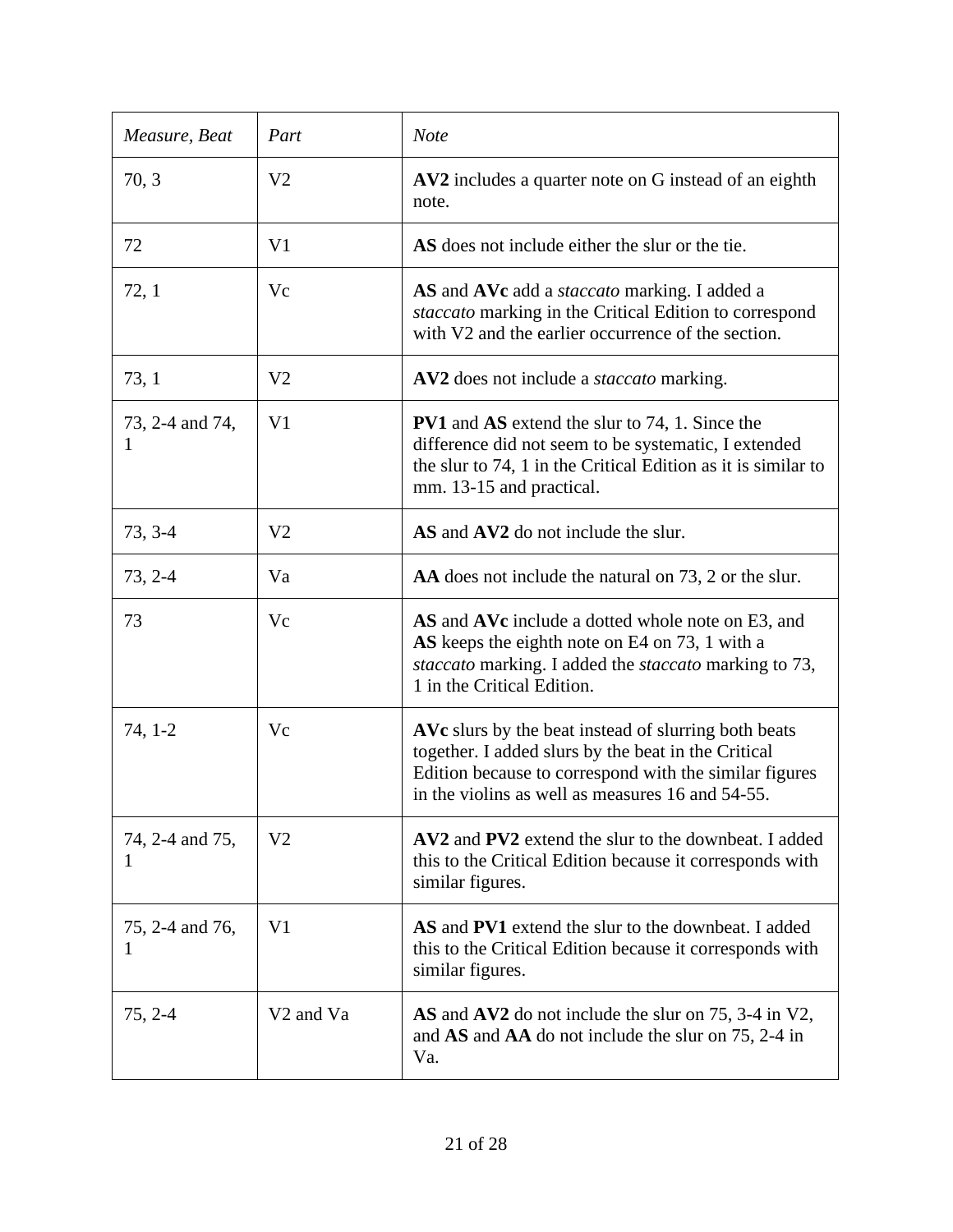| *Measure, Beat* | *Part* | *Note* |
| --- | --- | --- |
| 70, 3 | V2 | **AV2** includes a quarter note on G instead of an eighth note. |
| 72 | V1 | **AS** does not include either the slur or the tie. |
| 72, 1 | Vc | **AS** and **AVc** add a *staccato* marking. I added a *staccato* marking in the Critical Edition to correspond with V2 and the earlier occurrence of the section. |
| 73, 1 | V2 | **AV2** does not include a *staccato* marking. |
| 73, 2-4 and 74, 1 | V1 | **PV1** and **AS** extend the slur to 74, 1. Since the difference did not seem to be systematic, I extended the slur to 74, 1 in the Critical Edition as it is similar to mm. 13-15 and practical. |
| 73, 3-4 | V2 | **AS** and **AV2** do not include the slur. |
| 73, 2-4 | Va | **AA** does not include the natural on 73, 2 or the slur. |
| 73 | Vc | **AS** and **AVc** include a dotted whole note on E3, and **AS** keeps the eighth note on E4 on 73, 1 with a *staccato* marking. I added the *staccato* marking to 73, 1 in the Critical Edition. |
| 74, 1-2 | Vc | **AVc** slurs by the beat instead of slurring both beats together. I added slurs by the beat in the Critical Edition because to correspond with the similar figures in the violins as well as measures 16 and 54-55. |
| 74, 2-4 and 75, 1 | V2 | **AV2** and **PV2** extend the slur to the downbeat. I added this to the Critical Edition because it corresponds with similar figures. |
| 75, 2-4 and 76, 1 | V1 | **AS** and **PV1** extend the slur to the downbeat. I added this to the Critical Edition because it corresponds with similar figures. |
| 75, 2-4 | V2 and Va | **AS** and **AV2** do not include the slur on 75, 3-4 in V2, and **AS** and **AA** do not include the slur on 75, 2-4 in Va. |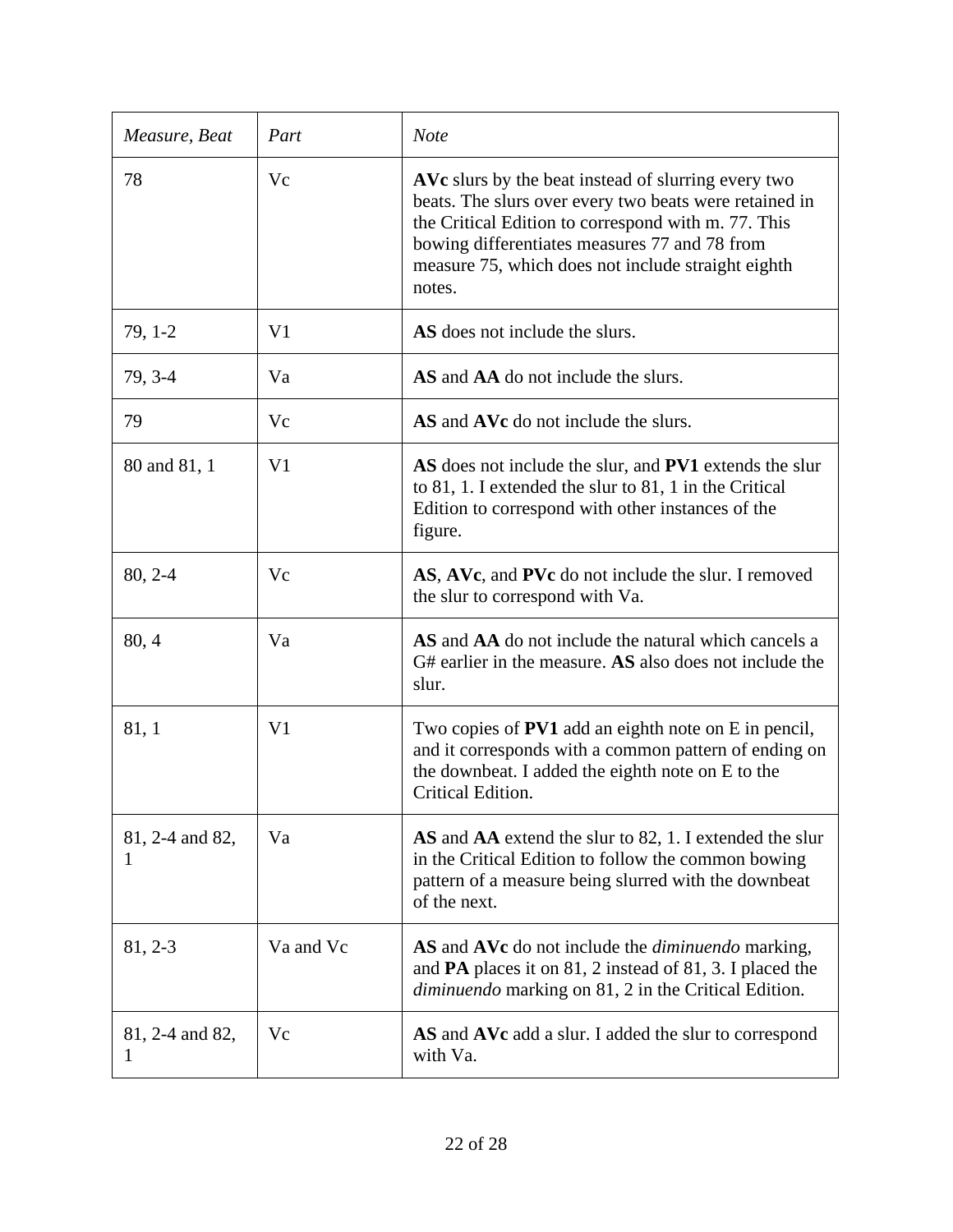| *Measure, Beat* | *Part* | *Note* |
|---|---|---|
| 78 | Vc | **AVc** slurs by the beat instead of slurring every two beats. The slurs over every two beats were retained in the Critical Edition to correspond with m. 77. This bowing differentiates measures 77 and 78 from measure 75, which does not include straight eighth notes. |
| 79, 1-2 | V1 | **AS** does not include the slurs. |
| 79, 3-4 | Va | **AS** and **AA** do not include the slurs. |
| 79 | Vc | **AS** and **AVc** do not include the slurs. |
| 80 and 81, 1 | V1 | **AS** does not include the slur, and **PV1** extends the slur to 81, 1. I extended the slur to 81, 1 in the Critical Edition to correspond with other instances of the figure. |
| 80, 2-4 | Vc | **AS**, **AVc**, and **PVc** do not include the slur. I removed the slur to correspond with Va. |
| 80, 4 | Va | **AS** and **AA** do not include the natural which cancels a G# earlier in the measure. **AS** also does not include the slur. |
| 81, 1 | V1 | Two copies of **PV1** add an eighth note on E in pencil, and it corresponds with a common pattern of ending on the downbeat. I added the eighth note on E to the Critical Edition. |
| 81, 2-4 and 82, 1 | Va | **AS** and **AA** extend the slur to 82, 1. I extended the slur in the Critical Edition to follow the common bowing pattern of a measure being slurred with the downbeat of the next. |
| 81, 2-3 | Va and Vc | **AS** and **AVc** do not include the *diminuendo* marking, and **PA** places it on 81, 2 instead of 81, 3. I placed the *diminuendo* marking on 81, 2 in the Critical Edition. |
| 81, 2-4 and 82, 1 | Vc | **AS** and **AVc** add a slur. I added the slur to correspond with Va. |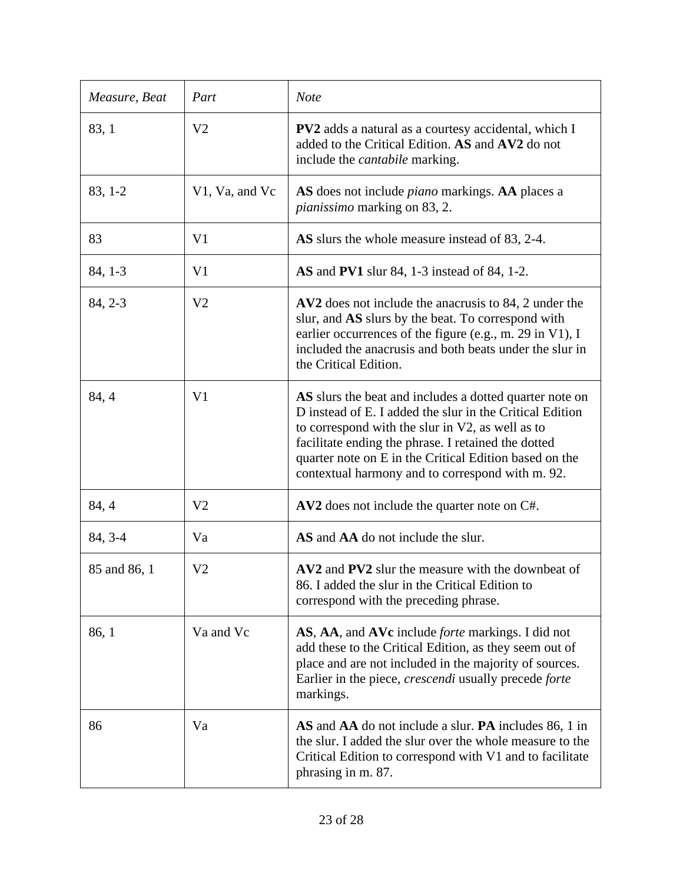| *Measure, Beat* | *Part* | *Note* |
| --- | --- | --- |
| 83, 1 | V2 | **PV2** adds a natural as a courtesy accidental, which I added to the Critical Edition. **AS** and **AV2** do not include the *cantabile* marking. |
| 83, 1-2 | V1, Va, and Vc | **AS** does not include *piano* markings. **AA** places a *pianissimo* marking on 83, 2. |
| 83 | V1 | **AS** slurs the whole measure instead of 83, 2-4. |
| 84, 1-3 | V1 | **AS** and **PV1** slur 84, 1-3 instead of 84, 1-2. |
| 84, 2-3 | V2 | **AV2** does not include the anacrusis to 84, 2 under the slur, and **AS** slurs by the beat. To correspond with earlier occurrences of the figure (e.g., m. 29 in V1), I included the anacrusis and both beats under the slur in the Critical Edition. |
| 84, 4 | V1 | **AS** slurs the beat and includes a dotted quarter note on D instead of E. I added the slur in the Critical Edition to correspond with the slur in V2, as well as to facilitate ending the phrase. I retained the dotted quarter note on E in the Critical Edition based on the contextual harmony and to correspond with m. 92. |
| 84, 4 | V2 | **AV2** does not include the quarter note on C#. |
| 84, 3-4 | Va | **AS** and **AA** do not include the slur. |
| 85 and 86, 1 | V2 | **AV2** and **PV2** slur the measure with the downbeat of 86. I added the slur in the Critical Edition to correspond with the preceding phrase. |
| 86, 1 | Va and Vc | **AS**, **AA**, and **AVc** include *forte* markings. I did not add these to the Critical Edition, as they seem out of place and are not included in the majority of sources. Earlier in the piece, *crescendi* usually precede *forte* markings. |
| 86 | Va | **AS** and **AA** do not include a slur. **PA** includes 86, 1 in the slur. I added the slur over the whole measure to the Critical Edition to correspond with V1 and to facilitate phrasing in m. 87. |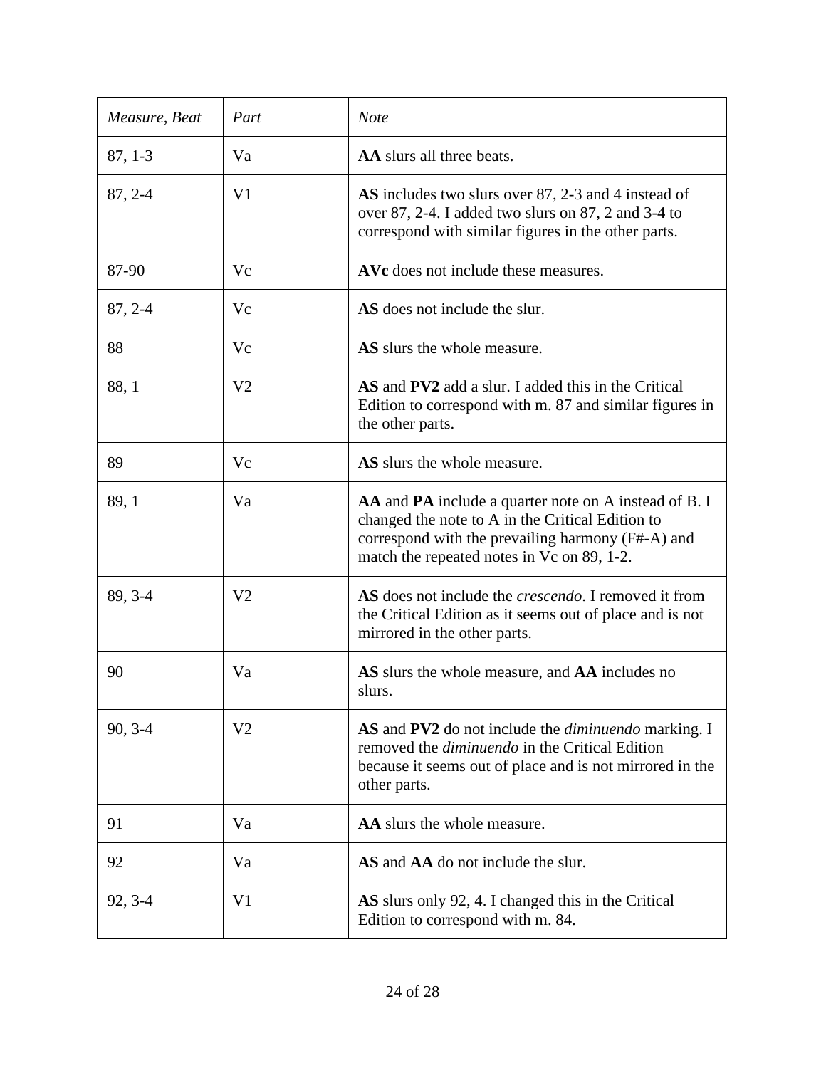| *Measure, Beat* | *Part* | *Note* |
|---|---|---|
| 87, 1-3 | Va | **AA** slurs all three beats. |
| 87, 2-4 | V1 | **AS** includes two slurs over 87, 2-3 and 4 instead of over 87, 2-4. I added two slurs on 87, 2 and 3-4 to correspond with similar figures in the other parts. |
| 87-90 | Vc | **AVc** does not include these measures. |
| 87, 2-4 | Vc | **AS** does not include the slur. |
| 88 | Vc | **AS** slurs the whole measure. |
| 88, 1 | V2 | **AS** and **PV2** add a slur. I added this in the Critical Edition to correspond with m. 87 and similar figures in the other parts. |
| 89 | Vc | **AS** slurs the whole measure. |
| 89, 1 | Va | **AA** and **PA** include a quarter note on A instead of B. I changed the note to A in the Critical Edition to correspond with the prevailing harmony (F#-A) and match the repeated notes in Vc on 89, 1-2. |
| 89, 3-4 | V2 | **AS** does not include the *crescendo*. I removed it from the Critical Edition as it seems out of place and is not mirrored in the other parts. |
| 90 | Va | **AS** slurs the whole measure, and **AA** includes no slurs. |
| 90, 3-4 | V2 | **AS** and **PV2** do not include the *diminuendo* marking. I removed the *diminuendo* in the Critical Edition because it seems out of place and is not mirrored in the other parts. |
| 91 | Va | **AA** slurs the whole measure. |
| 92 | Va | **AS** and **AA** do not include the slur. |
| 92, 3-4 | V1 | **AS** slurs only 92, 4. I changed this in the Critical Edition to correspond with m. 84. |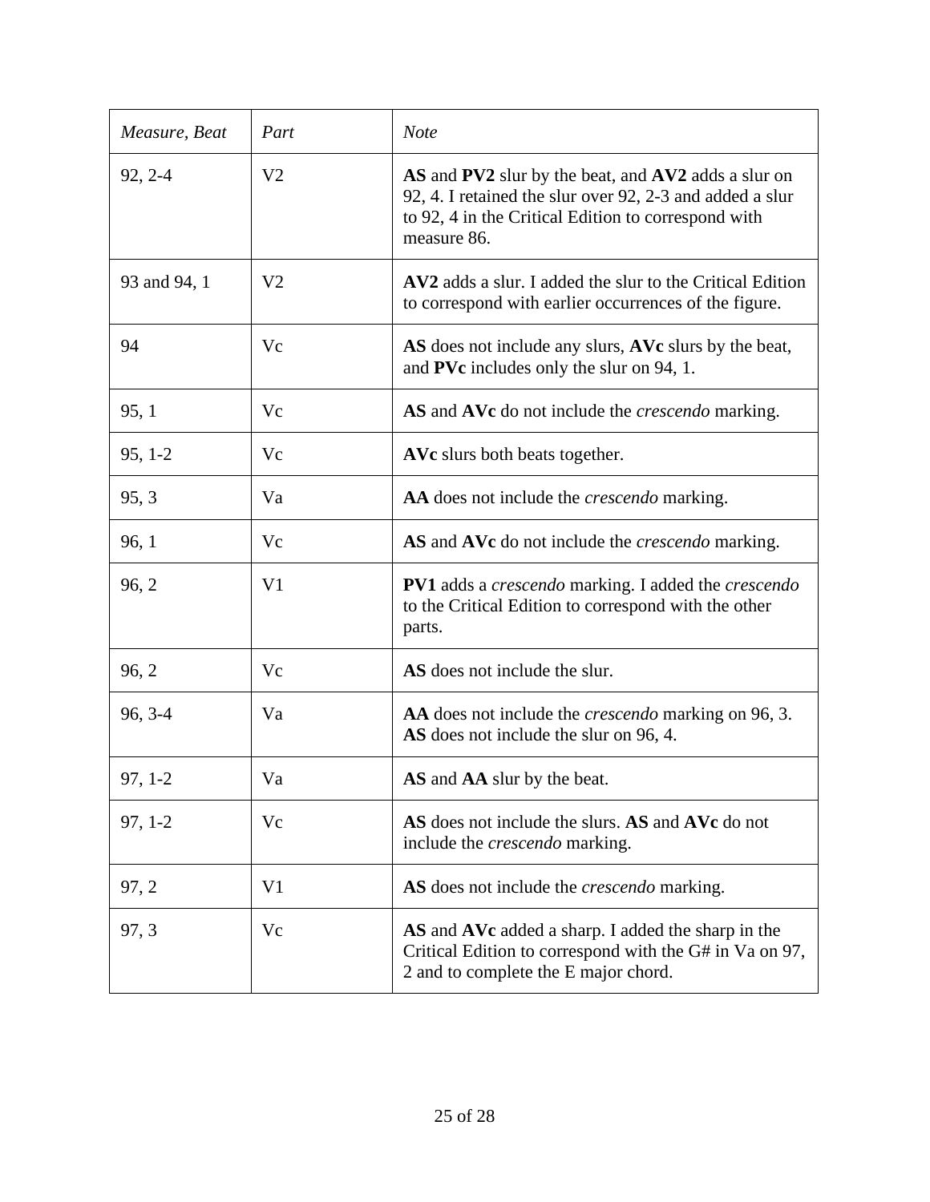| *Measure, Beat* | *Part* | *Note* |
|---|---|---|
| 92, 2-4 | V2 | **AS** and **PV2** slur by the beat, and **AV2** adds a slur on 92, 4. I retained the slur over 92, 2-3 and added a slur to 92, 4 in the Critical Edition to correspond with measure 86. |
| 93 and 94, 1 | V2 | **AV2** adds a slur. I added the slur to the Critical Edition to correspond with earlier occurrences of the figure. |
| 94 | Vc | **AS** does not include any slurs, **AVc** slurs by the beat, and **PVc** includes only the slur on 94, 1. |
| 95, 1 | Vc | **AS** and **AVc** do not include the *crescendo* marking. |
| 95, 1-2 | Vc | **AVc** slurs both beats together. |
| 95, 3 | Va | **AA** does not include the *crescendo* marking. |
| 96, 1 | Vc | **AS** and **AVc** do not include the *crescendo* marking. |
| 96, 2 | V1 | **PV1** adds a *crescendo* marking. I added the *crescendo* to the Critical Edition to correspond with the other parts. |
| 96, 2 | Vc | **AS** does not include the slur. |
| 96, 3-4 | Va | **AA** does not include the *crescendo* marking on 96, 3. **AS** does not include the slur on 96, 4. |
| 97, 1-2 | Va | **AS** and **AA** slur by the beat. |
| 97, 1-2 | Vc | **AS** does not include the slurs. **AS** and **AVc** do not include the *crescendo* marking. |
| 97, 2 | V1 | **AS** does not include the *crescendo* marking. |
| 97, 3 | Vc | **AS** and **AVc** added a sharp. I added the sharp in the Critical Edition to correspond with the G# in Va on 97, 2 and to complete the E major chord. |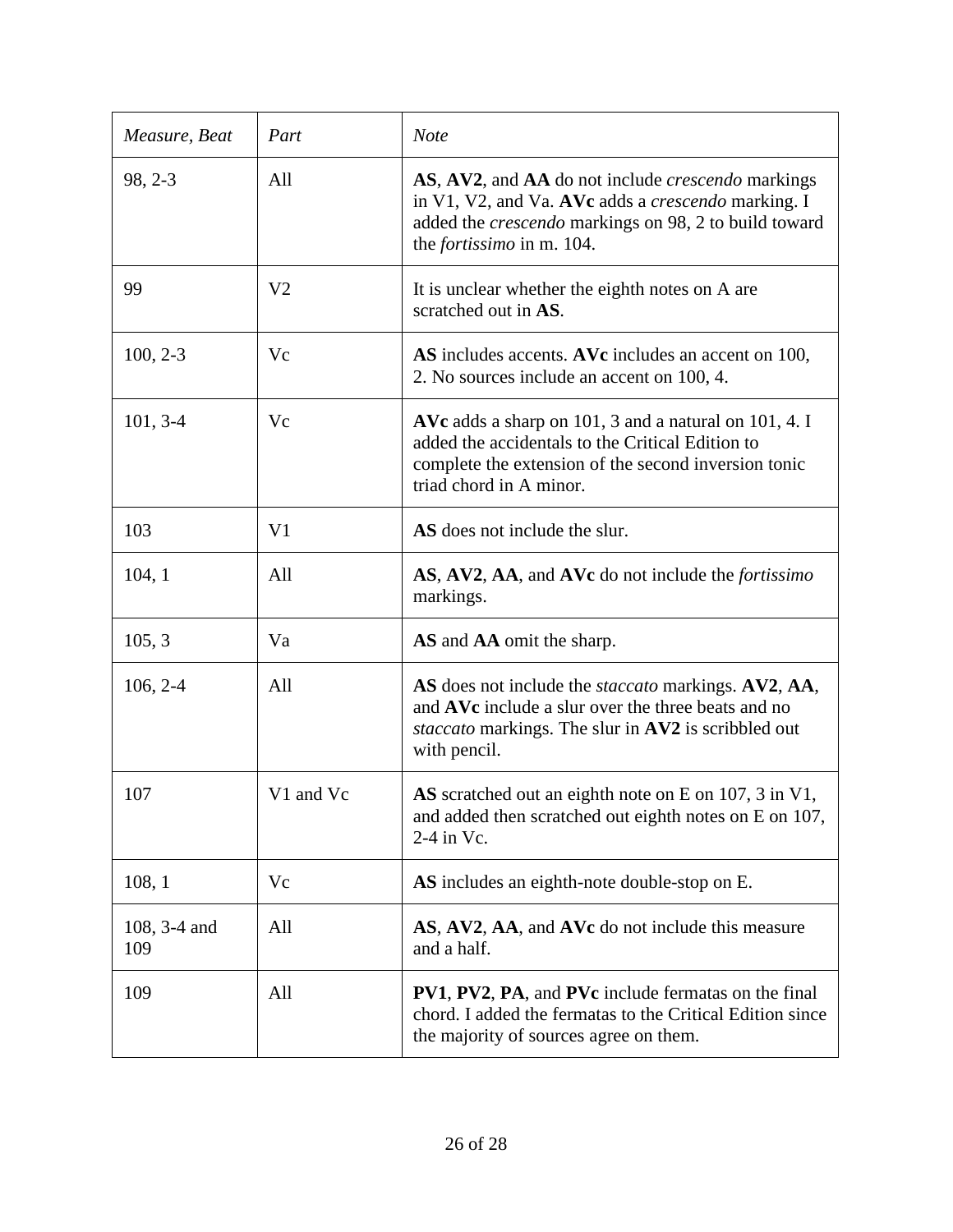| *Measure, Beat* | *Part* | *Note* |
|---|---|---|
| 98, 2-3 | All | **AS**, **AV2**, and **AA** do not include *crescendo* markings in V1, V2, and Va. **AVc** adds a *crescendo* marking. I added the *crescendo* markings on 98, 2 to build toward the *fortissimo* in m. 104. |
| 99 | V2 | It is unclear whether the eighth notes on A are scratched out in **AS**. |
| 100, 2-3 | Vc | **AS** includes accents. **AVc** includes an accent on 100, 2. No sources include an accent on 100, 4. |
| 101, 3-4 | Vc | **AVc** adds a sharp on 101, 3 and a natural on 101, 4. I added the accidentals to the Critical Edition to complete the extension of the second inversion tonic triad chord in A minor. |
| 103 | V1 | **AS** does not include the slur. |
| 104, 1 | All | **AS**, **AV2**, **AA**, and **AVc** do not include the *fortissimo* markings. |
| 105, 3 | Va | **AS** and **AA** omit the sharp. |
| 106, 2-4 | All | **AS** does not include the *staccato* markings. **AV2**, **AA**, and **AVc** include a slur over the three beats and no *staccato* markings. The slur in **AV2** is scribbled out with pencil. |
| 107 | V1 and Vc | **AS** scratched out an eighth note on E on 107, 3 in V1, and added then scratched out eighth notes on E on 107, 2-4 in Vc. |
| 108, 1 | Vc | **AS** includes an eighth-note double-stop on E. |
| 108, 3-4 and 109 | All | **AS**, **AV2**, **AA**, and **AVc** do not include this measure and a half. |
| 109 | All | **PV1**, **PV2**, **PA**, and **PVc** include fermatas on the final chord. I added the fermatas to the Critical Edition since the majority of sources agree on them. |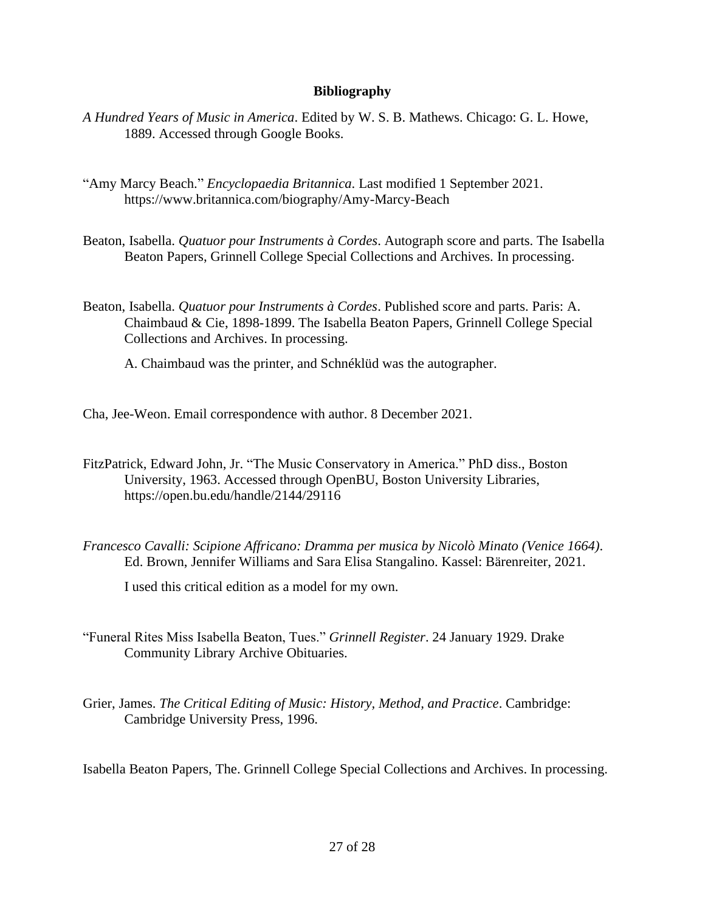**Bibliography**

*A Hundred Years of Music in America*. Edited by W. S. B. Mathews. Chicago: G. L. Howe, 1889. Accessed through Google Books.

"Amy Marcy Beach." *Encyclopaedia Britannica*. Last modified 1 September 2021. https://www.britannica.com/biography/Amy-Marcy-Beach

Beaton, Isabella. *Quatuor pour Instruments à Cordes*. Autograph score and parts. The Isabella Beaton Papers, Grinnell College Special Collections and Archives. In processing.

Beaton, Isabella. *Quatuor pour Instruments à Cordes*. Published score and parts. Paris: A. Chaimbaud & Cie, 1898-1899. The Isabella Beaton Papers, Grinnell College Special Collections and Archives. In processing.

A. Chaimbaud was the printer, and Schnéklüd was the autographer.

Cha, Jee-Weon. Email correspondence with author. 8 December 2021.

FitzPatrick, Edward John, Jr. "The Music Conservatory in America." PhD diss., Boston University, 1963. Accessed through OpenBU, Boston University Libraries, https://open.bu.edu/handle/2144/29116

*Francesco Cavalli: Scipione Affricano: Dramma per musica by Nicolò Minato (Venice 1664)*. Ed. Brown, Jennifer Williams and Sara Elisa Stangalino. Kassel: Bärenreiter, 2021.

I used this critical edition as a model for my own.

"Funeral Rites Miss Isabella Beaton, Tues." *Grinnell Register*. 24 January 1929. Drake Community Library Archive Obituaries.

Grier, James. *The Critical Editing of Music: History, Method, and Practice*. Cambridge: Cambridge University Press, 1996.

Isabella Beaton Papers, The. Grinnell College Special Collections and Archives. In processing.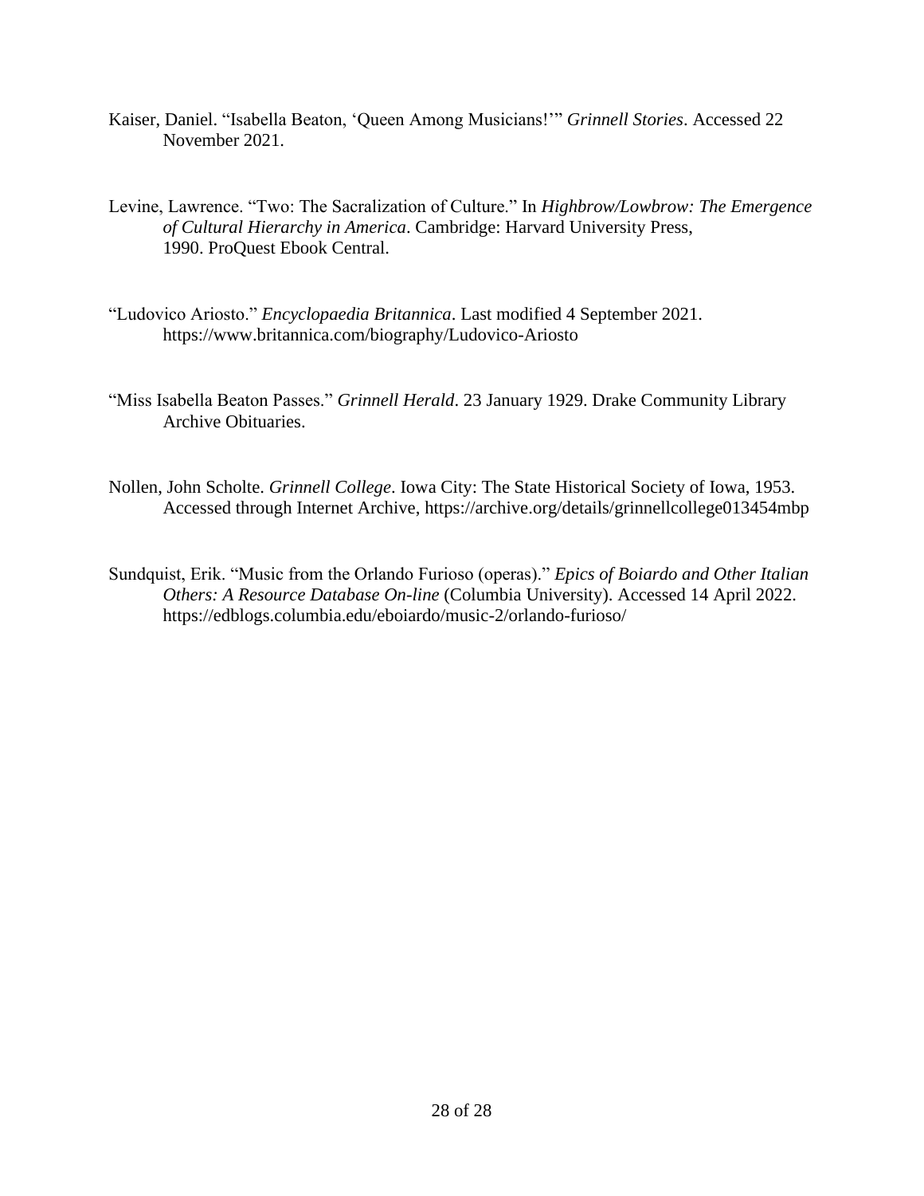Kaiser, Daniel. "Isabella Beaton, 'Queen Among Musicians!'" *Grinnell Stories*. Accessed 22 November 2021.

Levine, Lawrence. "Two: The Sacralization of Culture." In *Highbrow/Lowbrow: The Emergence of Cultural Hierarchy in America*. Cambridge: Harvard University Press, 1990. ProQuest Ebook Central.

"Ludovico Ariosto." *Encyclopaedia Britannica*. Last modified 4 September 2021. https://www.britannica.com/biography/Ludovico-Ariosto

"Miss Isabella Beaton Passes." *Grinnell Herald*. 23 January 1929. Drake Community Library Archive Obituaries.

Nollen, John Scholte. *Grinnell College*. Iowa City: The State Historical Society of Iowa, 1953. Accessed through Internet Archive, https://archive.org/details/grinnellcollege013454mbp

Sundquist, Erik. "Music from the Orlando Furioso (operas)." *Epics of Boiardo and Other Italian Others: A Resource Database On-line* (Columbia University). Accessed 14 April 2022. https://edblogs.columbia.edu/eboiardo/music-2/orlando-furioso/